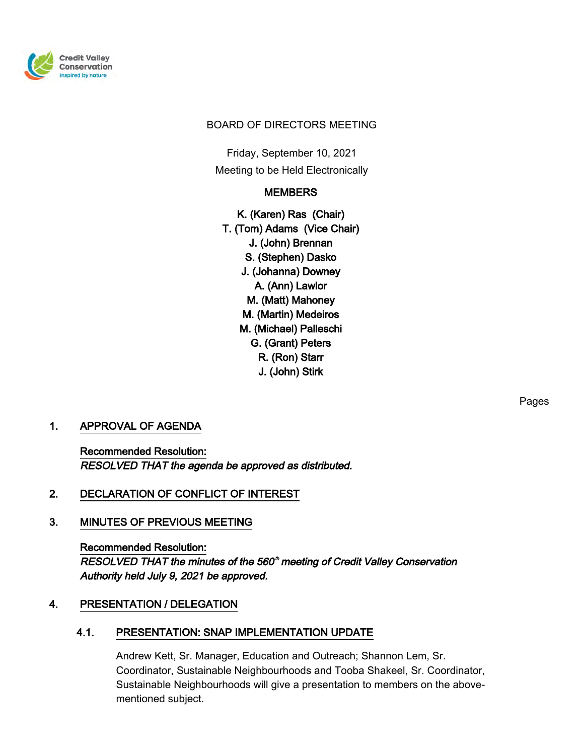Credit Valley Conservation
inspired by nature

BOARD OF DIRECTORS MEETING

Friday, September 10, 2021

Meeting to be Held Electronically

**MEMBERS**

K. (Karen) Ras (Chair)
T. (Tom) Adams (Vice Chair)
J. (John) Brennan
S. (Stephen) Dasko
J. (Johanna) Downey
A. (Ann) Lawlor
M. (Matt) Mahoney
M. (Martin) Medeiros
M. (Michael) Palleschi
G. (Grant) Peters
R. (Ron) Starr
J. (John) Stirk

Pages

## 1. APPROVAL OF AGENDA

Recommended Resolution:
*RESOLVED THAT the agenda be approved as distributed.*

## 2. DECLARATION OF CONFLICT OF INTEREST

## 3. MINUTES OF PREVIOUS MEETING

Recommended Resolution:
*RESOLVED THAT the minutes of the 560th meeting of Credit Valley Conservation Authority held July 9, 2021 be approved.*

## 4. PRESENTATION / DELEGATION

### 4.1. PRESENTATION: SNAP IMPLEMENTATION UPDATE

Andrew Kett, Sr. Manager, Education and Outreach; Shannon Lem, Sr. Coordinator, Sustainable Neighbourhoods and Tooba Shakeel, Sr. Coordinator, Sustainable Neighbourhoods will give a presentation to members on the above-mentioned subject.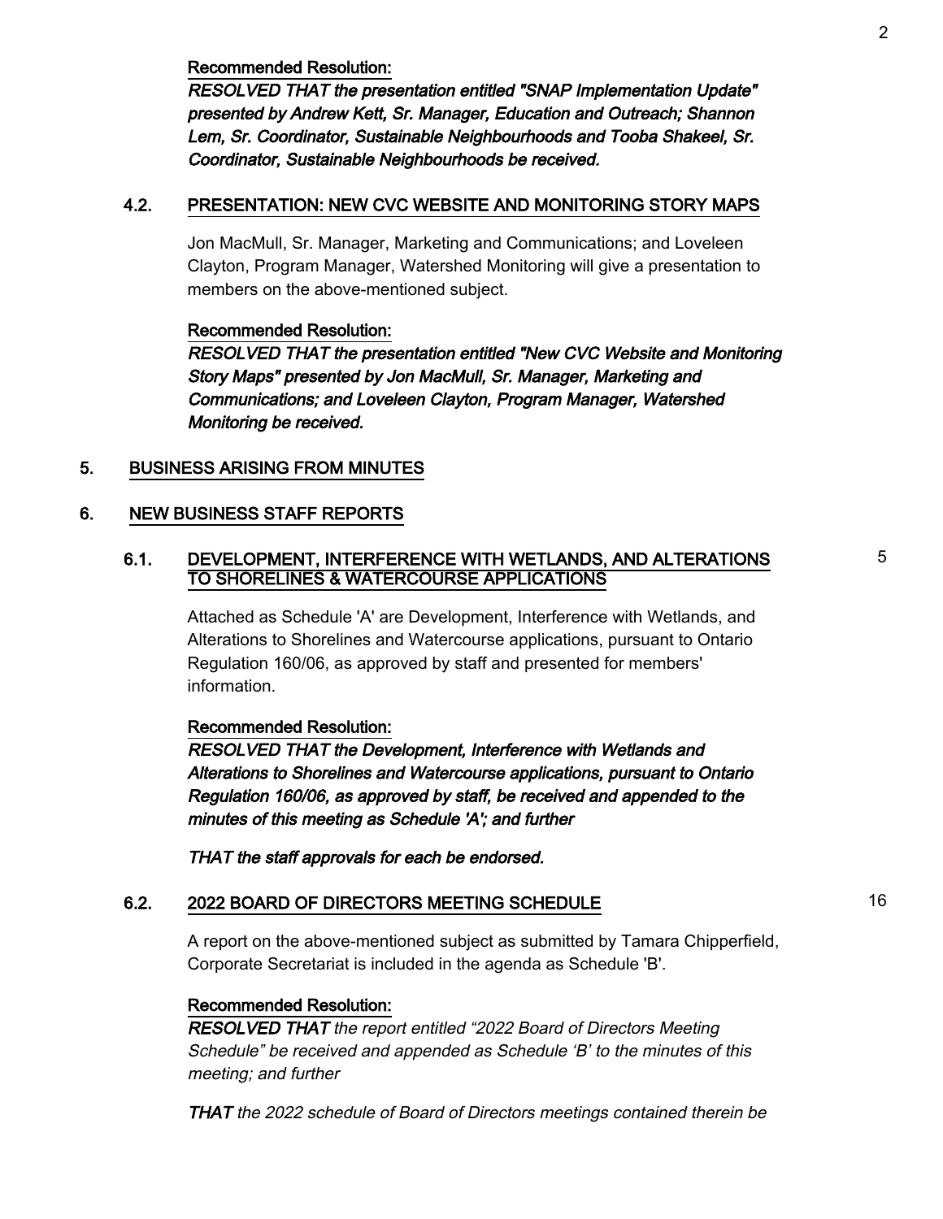**Recommended Resolution:**

***RESOLVED THAT the presentation entitled "SNAP Implementation Update" presented by Andrew Kett, Sr. Manager, Education and Outreach; Shannon Lem, Sr. Coordinator, Sustainable Neighbourhoods and Tooba Shakeel, Sr. Coordinator, Sustainable Neighbourhoods be received.***

### 4.2. PRESENTATION: NEW CVC WEBSITE AND MONITORING STORY MAPS

Jon MacMull, Sr. Manager, Marketing and Communications; and Loveleen Clayton, Program Manager, Watershed Monitoring will give a presentation to members on the above-mentioned subject.

**Recommended Resolution:**

***RESOLVED THAT the presentation entitled "New CVC Website and Monitoring Story Maps" presented by Jon MacMull, Sr. Manager, Marketing and Communications; and Loveleen Clayton, Program Manager, Watershed Monitoring be received.***

## 5. BUSINESS ARISING FROM MINUTES

## 6. NEW BUSINESS STAFF REPORTS

### 6.1. DEVELOPMENT, INTERFERENCE WITH WETLANDS, AND ALTERATIONS TO SHORELINES & WATERCOURSE APPLICATIONS — 5

Attached as Schedule 'A' are Development, Interference with Wetlands, and Alterations to Shorelines and Watercourse applications, pursuant to Ontario Regulation 160/06, as approved by staff and presented for members' information.

**Recommended Resolution:**

***RESOLVED THAT the Development, Interference with Wetlands and Alterations to Shorelines and Watercourse applications, pursuant to Ontario Regulation 160/06, as approved by staff, be received and appended to the minutes of this meeting as Schedule 'A'; and further***

***THAT the staff approvals for each be endorsed.***

### 6.2. 2022 BOARD OF DIRECTORS MEETING SCHEDULE — 16

A report on the above-mentioned subject as submitted by Tamara Chipperfield, Corporate Secretariat is included in the agenda as Schedule 'B'.

**Recommended Resolution:**

***RESOLVED THAT*** *the report entitled "2022 Board of Directors Meeting Schedule" be received and appended as Schedule 'B' to the minutes of this meeting; and further*

***THAT*** *the 2022 schedule of Board of Directors meetings contained therein be*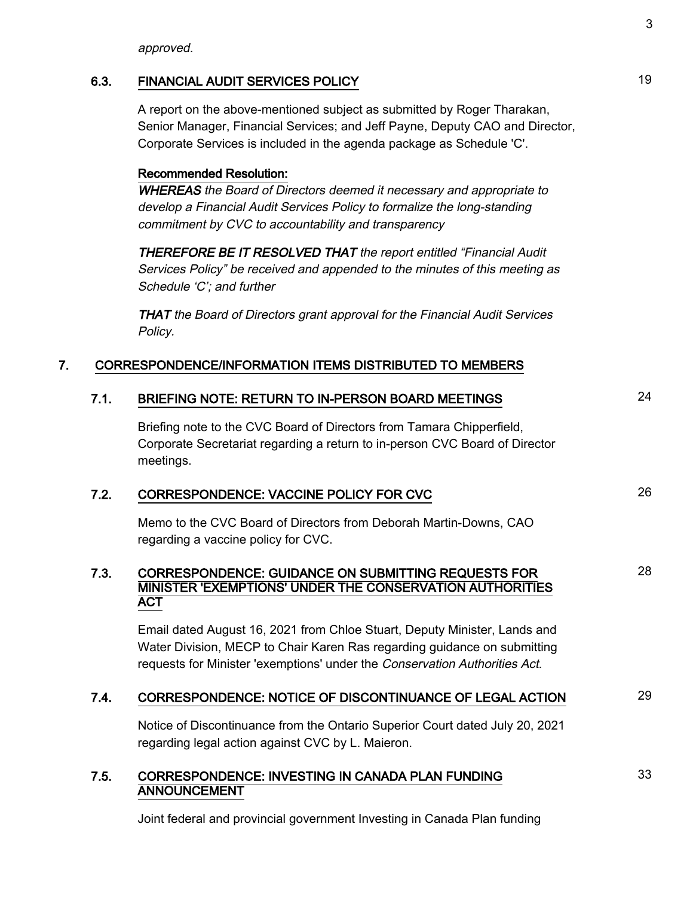*approved.*

### 6.3. FINANCIAL AUDIT SERVICES POLICY 19

A report on the above-mentioned subject as submitted by Roger Tharakan, Senior Manager, Financial Services; and Jeff Payne, Deputy CAO and Director, Corporate Services is included in the agenda package as Schedule 'C'.

**Recommended Resolution:**

***WHEREAS*** *the Board of Directors deemed it necessary and appropriate to develop a Financial Audit Services Policy to formalize the long-standing commitment by CVC to accountability and transparency*

***THEREFORE BE IT RESOLVED THAT*** *the report entitled "Financial Audit Services Policy" be received and appended to the minutes of this meeting as Schedule 'C'; and further*

***THAT*** *the Board of Directors grant approval for the Financial Audit Services Policy.*

## 7. CORRESPONDENCE/INFORMATION ITEMS DISTRIBUTED TO MEMBERS

### 7.1. BRIEFING NOTE: RETURN TO IN-PERSON BOARD MEETINGS 24

Briefing note to the CVC Board of Directors from Tamara Chipperfield, Corporate Secretariat regarding a return to in-person CVC Board of Director meetings.

### 7.2. CORRESPONDENCE: VACCINE POLICY FOR CVC 26

Memo to the CVC Board of Directors from Deborah Martin-Downs, CAO regarding a vaccine policy for CVC.

### 7.3. CORRESPONDENCE: GUIDANCE ON SUBMITTING REQUESTS FOR MINISTER 'EXEMPTIONS' UNDER THE CONSERVATION AUTHORITIES ACT 28

Email dated August 16, 2021 from Chloe Stuart, Deputy Minister, Lands and Water Division, MECP to Chair Karen Ras regarding guidance on submitting requests for Minister 'exemptions' under the *Conservation Authorities Act*.

### 7.4. CORRESPONDENCE: NOTICE OF DISCONTINUANCE OF LEGAL ACTION 29

Notice of Discontinuance from the Ontario Superior Court dated July 20, 2021 regarding legal action against CVC by L. Maieron.

### 7.5. CORRESPONDENCE: INVESTING IN CANADA PLAN FUNDING ANNOUNCEMENT 33

Joint federal and provincial government Investing in Canada Plan funding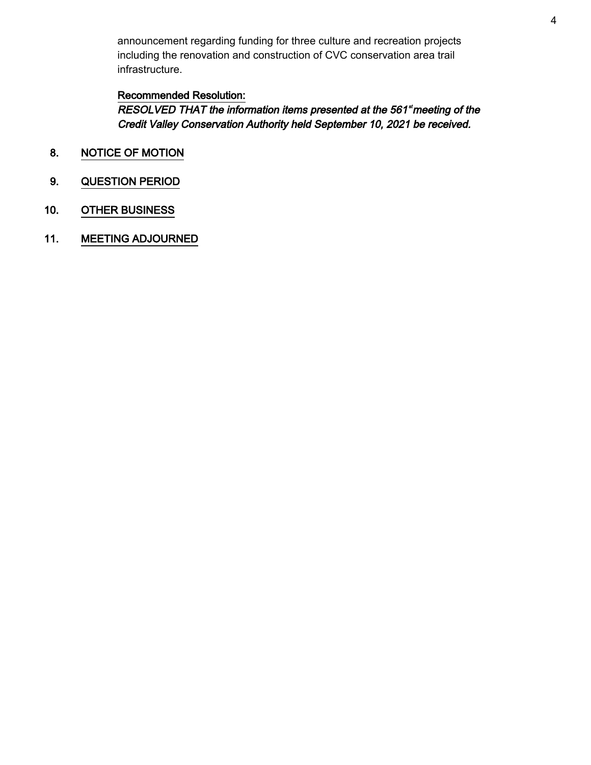announcement regarding funding for three culture and recreation projects including the renovation and construction of CVC conservation area trail infrastructure.

**Recommended Resolution:**

***RESOLVED THAT the information items presented at the 561st meeting of the Credit Valley Conservation Authority held September 10, 2021 be received.***

8. **NOTICE OF MOTION**

9. **QUESTION PERIOD**

10. **OTHER BUSINESS**

11. **MEETING ADJOURNED**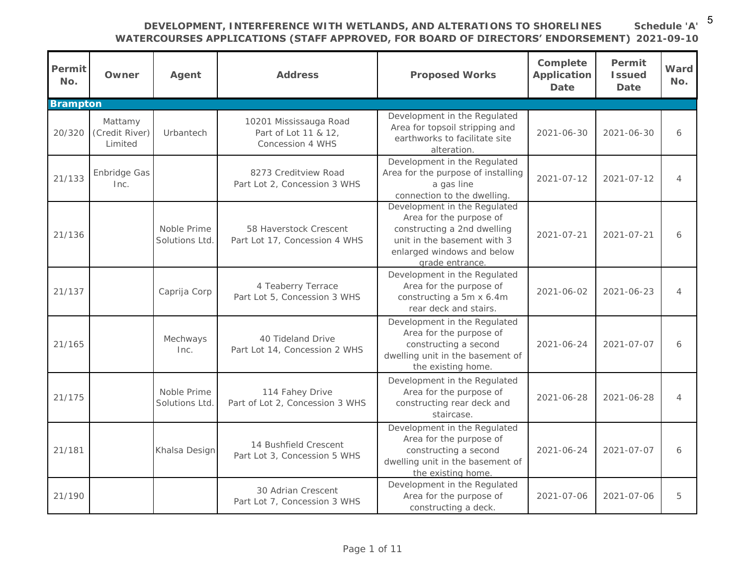# DEVELOPMENT, INTERFERENCE WITH WETLANDS, AND ALTERATIONS TO SHORELINES WATERCOURSES APPLICATIONS (STAFF APPROVED, FOR BOARD OF DIRECTORS' ENDORSEMENT)

**Schedule 'A' 2021-09-10**

| Permit No. | Owner | Agent | Address | Proposed Works | Complete Application Date | Permit Issued Date | Ward No. |
|---|---|---|---|---|---|---|---|
| **Brampton** | | | | | | | |
| 20/320 | Mattamy (Credit River) Limited | Urbantech | 10201 Mississauga Road Part of Lot 11 & 12, Concession 4 WHS | Development in the Regulated Area for topsoil stripping and earthworks to facilitate site alteration. | 2021-06-30 | 2021-06-30 | 6 |
| 21/133 | Enbridge Gas Inc. | | 8273 Creditview Road Part Lot 2, Concession 3 WHS | Development in the Regulated Area for the purpose of installing a gas line connection to the dwelling. | 2021-07-12 | 2021-07-12 | 4 |
| 21/136 | | Noble Prime Solutions Ltd. | 58 Haverstock Crescent Part Lot 17, Concession 4 WHS | Development in the Regulated Area for the purpose of constructing a 2nd dwelling unit in the basement with 3 enlarged windows and below grade entrance. | 2021-07-21 | 2021-07-21 | 6 |
| 21/137 | | Caprija Corp | 4 Teaberry Terrace Part Lot 5, Concession 3 WHS | Development in the Regulated Area for the purpose of constructing a 5m x 6.4m rear deck and stairs. | 2021-06-02 | 2021-06-23 | 4 |
| 21/165 | | Mechways Inc. | 40 Tideland Drive Part Lot 14, Concession 2 WHS | Development in the Regulated Area for the purpose of constructing a second dwelling unit in the basement of the existing home. | 2021-06-24 | 2021-07-07 | 6 |
| 21/175 | | Noble Prime Solutions Ltd. | 114 Fahey Drive Part of Lot 2, Concession 3 WHS | Development in the Regulated Area for the purpose of constructing rear deck and staircase. | 2021-06-28 | 2021-06-28 | 4 |
| 21/181 | | Khalsa Design | 14 Bushfield Crescent Part Lot 3, Concession 5 WHS | Development in the Regulated Area for the purpose of constructing a second dwelling unit in the basement of the existing home. | 2021-06-24 | 2021-07-07 | 6 |
| 21/190 | | | 30 Adrian Crescent Part Lot 7, Concession 3 WHS | Development in the Regulated Area for the purpose of constructing a deck. | 2021-07-06 | 2021-07-06 | 5 |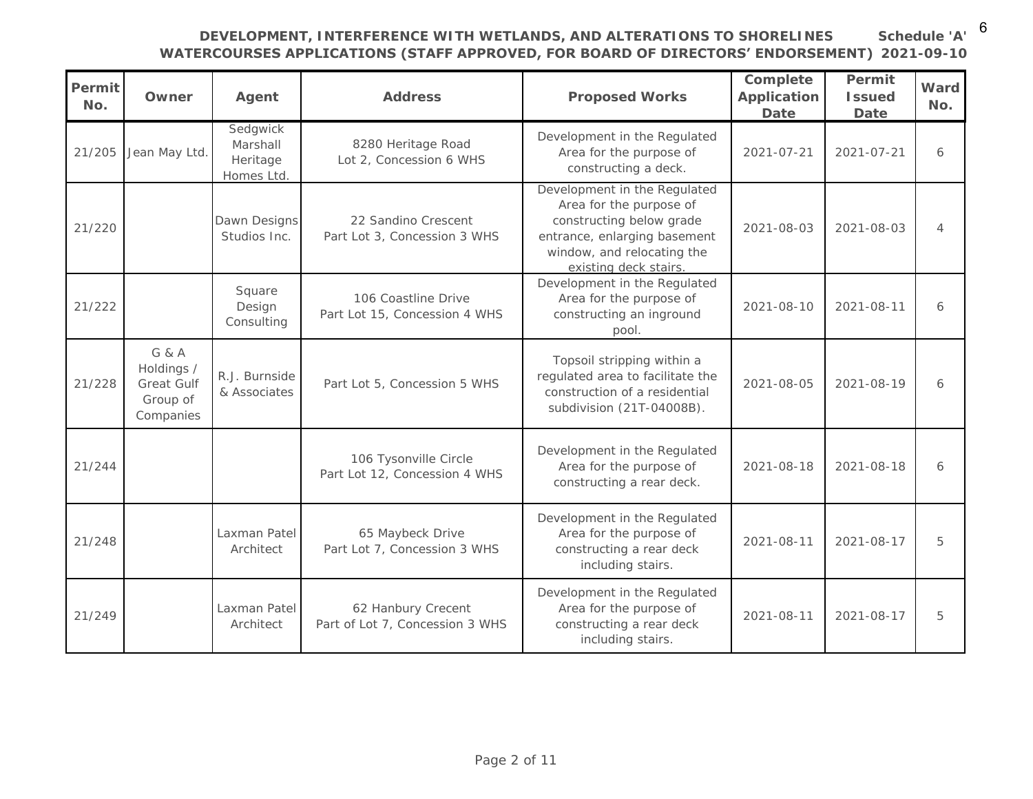**DEVELOPMENT, INTERFERENCE WITH WETLANDS, AND ALTERATIONS TO SHORELINES WATERCOURSES APPLICATIONS (STAFF APPROVED, FOR BOARD OF DIRECTORS' ENDORSEMENT)**

**Schedule 'A' 2021-09-10**

| Permit No. | Owner | Agent | Address | Proposed Works | Complete Application Date | Permit Issued Date | Ward No. |
|---|---|---|---|---|---|---|---|
| 21/205 | Jean May Ltd. | Sedgwick Marshall Heritage Homes Ltd. | 8280 Heritage Road Lot 2, Concession 6 WHS | Development in the Regulated Area for the purpose of constructing a deck. | 2021-07-21 | 2021-07-21 | 6 |
| 21/220 | | Dawn Designs Studios Inc. | 22 Sandino Crescent Part Lot 3, Concession 3 WHS | Development in the Regulated Area for the purpose of constructing below grade entrance, enlarging basement window, and relocating the existing deck stairs. | 2021-08-03 | 2021-08-03 | 4 |
| 21/222 | | Square Design Consulting | 106 Coastline Drive Part Lot 15, Concession 4 WHS | Development in the Regulated Area for the purpose of constructing an inground pool. | 2021-08-10 | 2021-08-11 | 6 |
| 21/228 | G & A Holdings / Great Gulf Group of Companies | R.J. Burnside & Associates | Part Lot 5, Concession 5 WHS | Topsoil stripping within a regulated area to facilitate the construction of a residential subdivision (21T-04008B). | 2021-08-05 | 2021-08-19 | 6 |
| 21/244 | | | 106 Tysonville Circle Part Lot 12, Concession 4 WHS | Development in the Regulated Area for the purpose of constructing a rear deck. | 2021-08-18 | 2021-08-18 | 6 |
| 21/248 | | Laxman Patel Architect | 65 Maybeck Drive Part Lot 7, Concession 3 WHS | Development in the Regulated Area for the purpose of constructing a rear deck including stairs. | 2021-08-11 | 2021-08-17 | 5 |
| 21/249 | | Laxman Patel Architect | 62 Hanbury Crecent Part of Lot 7, Concession 3 WHS | Development in the Regulated Area for the purpose of constructing a rear deck including stairs. | 2021-08-11 | 2021-08-17 | 5 |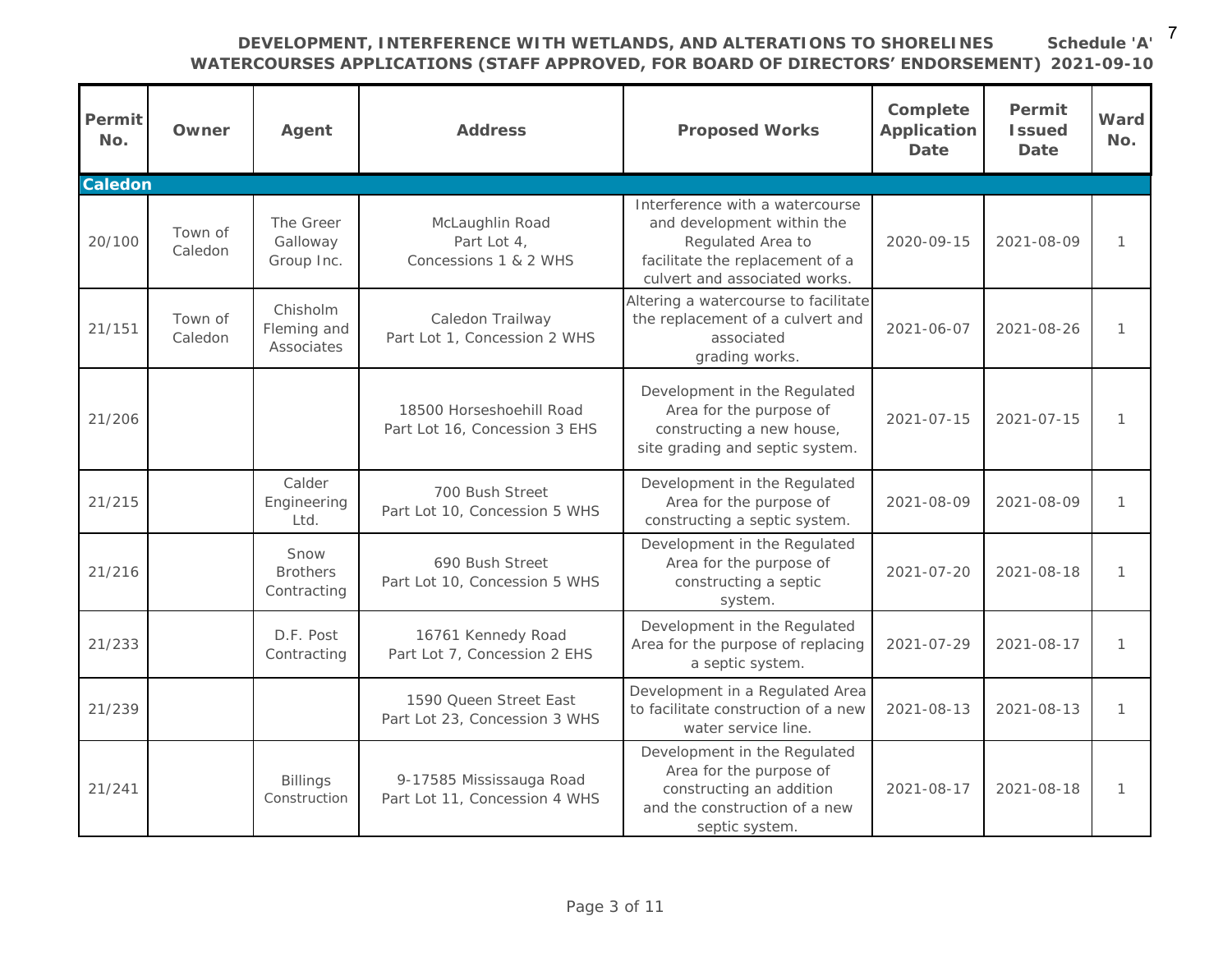# DEVELOPMENT, INTERFERENCE WITH WETLANDS, AND ALTERATIONS TO SHORELINES WATERCOURSES APPLICATIONS (STAFF APPROVED, FOR BOARD OF DIRECTORS' ENDORSEMENT)

**Schedule 'A' 2021-09-10**

| Permit No. | Owner | Agent | Address | Proposed Works | Complete Application Date | Permit Issued Date | Ward No. |
|---|---|---|---|---|---|---|---|
| **Caledon** | | | | | | | |
| 20/100 | Town of Caledon | The Greer Galloway Group Inc. | McLaughlin Road Part Lot 4, Concessions 1 & 2 WHS | Interference with a watercourse and development within the Regulated Area to facilitate the replacement of a culvert and associated works. | 2020-09-15 | 2021-08-09 | 1 |
| 21/151 | Town of Caledon | Chisholm Fleming and Associates | Caledon Trailway Part Lot 1, Concession 2 WHS | Altering a watercourse to facilitate the replacement of a culvert and associated grading works. | 2021-06-07 | 2021-08-26 | 1 |
| 21/206 | | | 18500 Horseshoehill Road Part Lot 16, Concession 3 EHS | Development in the Regulated Area for the purpose of constructing a new house, site grading and septic system. | 2021-07-15 | 2021-07-15 | 1 |
| 21/215 | | Calder Engineering Ltd. | 700 Bush Street Part Lot 10, Concession 5 WHS | Development in the Regulated Area for the purpose of constructing a septic system. | 2021-08-09 | 2021-08-09 | 1 |
| 21/216 | | Snow Brothers Contracting | 690 Bush Street Part Lot 10, Concession 5 WHS | Development in the Regulated Area for the purpose of constructing a septic system. | 2021-07-20 | 2021-08-18 | 1 |
| 21/233 | | D.F. Post Contracting | 16761 Kennedy Road Part Lot 7, Concession 2 EHS | Development in the Regulated Area for the purpose of replacing a septic system. | 2021-07-29 | 2021-08-17 | 1 |
| 21/239 | | | 1590 Queen Street East Part Lot 23, Concession 3 WHS | Development in a Regulated Area to facilitate construction of a new water service line. | 2021-08-13 | 2021-08-13 | 1 |
| 21/241 | | Billings Construction | 9-17585 Mississauga Road Part Lot 11, Concession 4 WHS | Development in the Regulated Area for the purpose of constructing an addition and the construction of a new septic system. | 2021-08-17 | 2021-08-18 | 1 |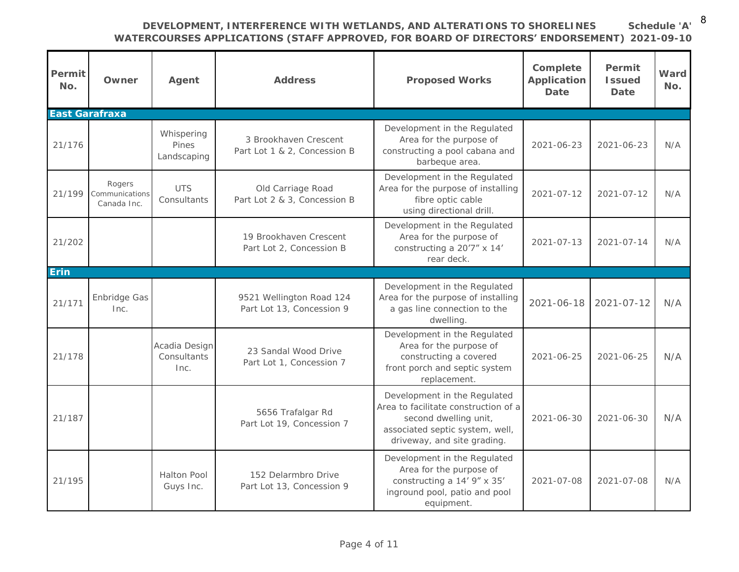**DEVELOPMENT, INTERFERENCE WITH WETLANDS, AND ALTERATIONS TO SHORELINES WATERCOURSES APPLICATIONS (STAFF APPROVED, FOR BOARD OF DIRECTORS' ENDORSEMENT)**

**Schedule 'A' 2021-09-10**

| Permit No. | Owner | Agent | Address | Proposed Works | Complete Application Date | Permit Issued Date | Ward No. |
|---|---|---|---|---|---|---|---|
| **East Garafraxa** | | | | | | | |
| 21/176 | | Whispering Pines Landscaping | 3 Brookhaven Crescent Part Lot 1 & 2, Concession B | Development in the Regulated Area for the purpose of constructing a pool cabana and barbeque area. | 2021-06-23 | 2021-06-23 | N/A |
| 21/199 | Rogers Communications Canada Inc. | UTS Consultants | Old Carriage Road Part Lot 2 & 3, Concession B | Development in the Regulated Area for the purpose of installing fibre optic cable using directional drill. | 2021-07-12 | 2021-07-12 | N/A |
| 21/202 | | | 19 Brookhaven Crescent Part Lot 2, Concession B | Development in the Regulated Area for the purpose of constructing a 20'7" x 14' rear deck. | 2021-07-13 | 2021-07-14 | N/A |
| **Erin** | | | | | | | |
| 21/171 | Enbridge Gas Inc. | | 9521 Wellington Road 124 Part Lot 13, Concession 9 | Development in the Regulated Area for the purpose of installing a gas line connection to the dwelling. | 2021-06-18 | 2021-07-12 | N/A |
| 21/178 | | Acadia Design Consultants Inc. | 23 Sandal Wood Drive Part Lot 1, Concession 7 | Development in the Regulated Area for the purpose of constructing a covered front porch and septic system replacement. | 2021-06-25 | 2021-06-25 | N/A |
| 21/187 | | | 5656 Trafalgar Rd Part Lot 19, Concession 7 | Development in the Regulated Area to facilitate construction of a second dwelling unit, associated septic system, well, driveway, and site grading. | 2021-06-30 | 2021-06-30 | N/A |
| 21/195 | | Halton Pool Guys Inc. | 152 Delarmbro Drive Part Lot 13, Concession 9 | Development in the Regulated Area for the purpose of constructing a 14' 9" x 35' inground pool, patio and pool equipment. | 2021-07-08 | 2021-07-08 | N/A |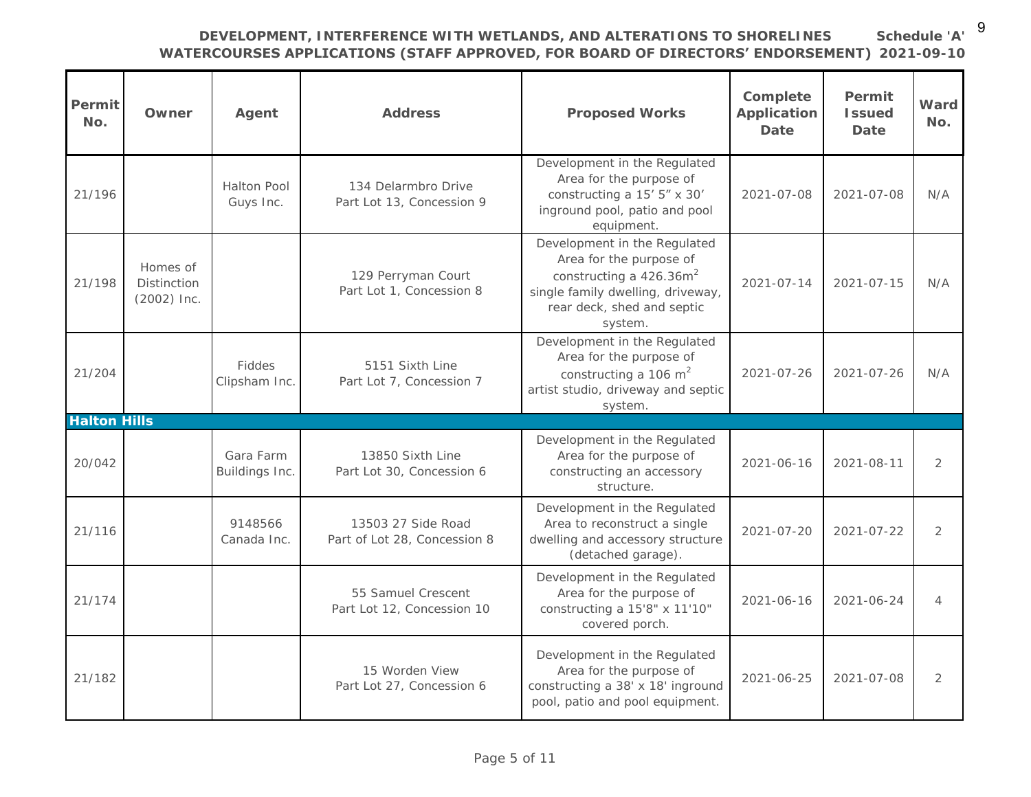# DEVELOPMENT, INTERFERENCE WITH WETLANDS, AND ALTERATIONS TO SHORELINES WATERCOURSES APPLICATIONS (STAFF APPROVED, FOR BOARD OF DIRECTORS' ENDORSEMENT)

**Schedule 'A' 2021-09-10**

| Permit No. | Owner | Agent | Address | Proposed Works | Complete Application Date | Permit Issued Date | Ward No. |
|---|---|---|---|---|---|---|---|
| 21/196 | | Halton Pool Guys Inc. | 134 Delarmbro Drive Part Lot 13, Concession 9 | Development in the Regulated Area for the purpose of constructing a 15' 5" x 30' inground pool, patio and pool equipment. | 2021-07-08 | 2021-07-08 | N/A |
| 21/198 | Homes of Distinction (2002) Inc. | | 129 Perryman Court Part Lot 1, Concession 8 | Development in the Regulated Area for the purpose of constructing a $426.36m^2$ single family dwelling, driveway, rear deck, shed and septic system. | 2021-07-14 | 2021-07-15 | N/A |
| 21/204 | | Fiddes Clipsham Inc. | 5151 Sixth Line Part Lot 7, Concession 7 | Development in the Regulated Area for the purpose of constructing a 106 $m^2$ artist studio, driveway and septic system. | 2021-07-26 | 2021-07-26 | N/A |
| **Halton Hills** | | | | | | | |
| 20/042 | | Gara Farm Buildings Inc. | 13850 Sixth Line Part Lot 30, Concession 6 | Development in the Regulated Area for the purpose of constructing an accessory structure. | 2021-06-16 | 2021-08-11 | 2 |
| 21/116 | | 9148566 Canada Inc. | 13503 27 Side Road Part of Lot 28, Concession 8 | Development in the Regulated Area to reconstruct a single dwelling and accessory structure (detached garage). | 2021-07-20 | 2021-07-22 | 2 |
| 21/174 | | | 55 Samuel Crescent Part Lot 12, Concession 10 | Development in the Regulated Area for the purpose of constructing a 15'8" x 11'10" covered porch. | 2021-06-16 | 2021-06-24 | 4 |
| 21/182 | | | 15 Worden View Part Lot 27, Concession 6 | Development in the Regulated Area for the purpose of constructing a 38' x 18' inground pool, patio and pool equipment. | 2021-06-25 | 2021-07-08 | 2 |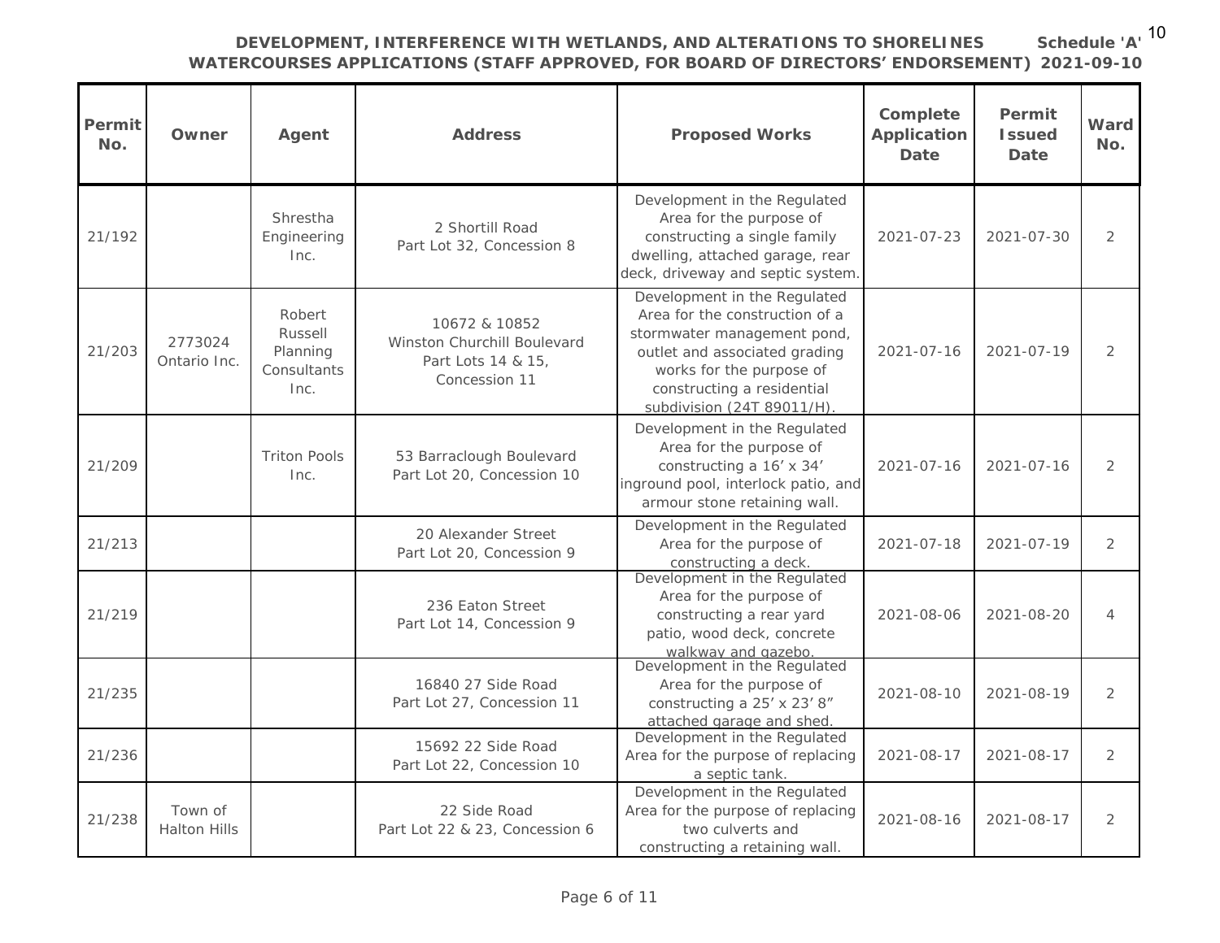## DEVELOPMENT, INTERFERENCE WITH WETLANDS, AND ALTERATIONS TO SHORELINES WATERCOURSES APPLICATIONS (STAFF APPROVED, FOR BOARD OF DIRECTORS' ENDORSEMENT)

**Schedule 'A' 2021-09-10**

| Permit No. | Owner | Agent | Address | Proposed Works | Complete Application Date | Permit Issued Date | Ward No. |
|---|---|---|---|---|---|---|---|
| 21/192 | | Shrestha Engineering Inc. | 2 Shortill Road Part Lot 32, Concession 8 | Development in the Regulated Area for the purpose of constructing a single family dwelling, attached garage, rear deck, driveway and septic system. | 2021-07-23 | 2021-07-30 | 2 |
| 21/203 | 2773024 Ontario Inc. | Robert Russell Planning Consultants Inc. | 10672 & 10852 Winston Churchill Boulevard Part Lots 14 & 15, Concession 11 | Development in the Regulated Area for the construction of a stormwater management pond, outlet and associated grading works for the purpose of constructing a residential subdivision (24T 89011/H). | 2021-07-16 | 2021-07-19 | 2 |
| 21/209 | | Triton Pools Inc. | 53 Barraclough Boulevard Part Lot 20, Concession 10 | Development in the Regulated Area for the purpose of constructing a 16' x 34' inground pool, interlock patio, and armour stone retaining wall. | 2021-07-16 | 2021-07-16 | 2 |
| 21/213 | | | 20 Alexander Street Part Lot 20, Concession 9 | Development in the Regulated Area for the purpose of constructing a deck. | 2021-07-18 | 2021-07-19 | 2 |
| 21/219 | | | 236 Eaton Street Part Lot 14, Concession 9 | Development in the Regulated Area for the purpose of constructing a rear yard patio, wood deck, concrete walkway and gazebo. | 2021-08-06 | 2021-08-20 | 4 |
| 21/235 | | | 16840 27 Side Road Part Lot 27, Concession 11 | Development in the Regulated Area for the purpose of constructing a 25' x 23' 8" attached garage and shed. | 2021-08-10 | 2021-08-19 | 2 |
| 21/236 | | | 15692 22 Side Road Part Lot 22, Concession 10 | Development in the Regulated Area for the purpose of replacing a septic tank. | 2021-08-17 | 2021-08-17 | 2 |
| 21/238 | Town of Halton Hills | | 22 Side Road Part Lot 22 & 23, Concession 6 | Development in the Regulated Area for the purpose of replacing two culverts and constructing a retaining wall. | 2021-08-16 | 2021-08-17 | 2 |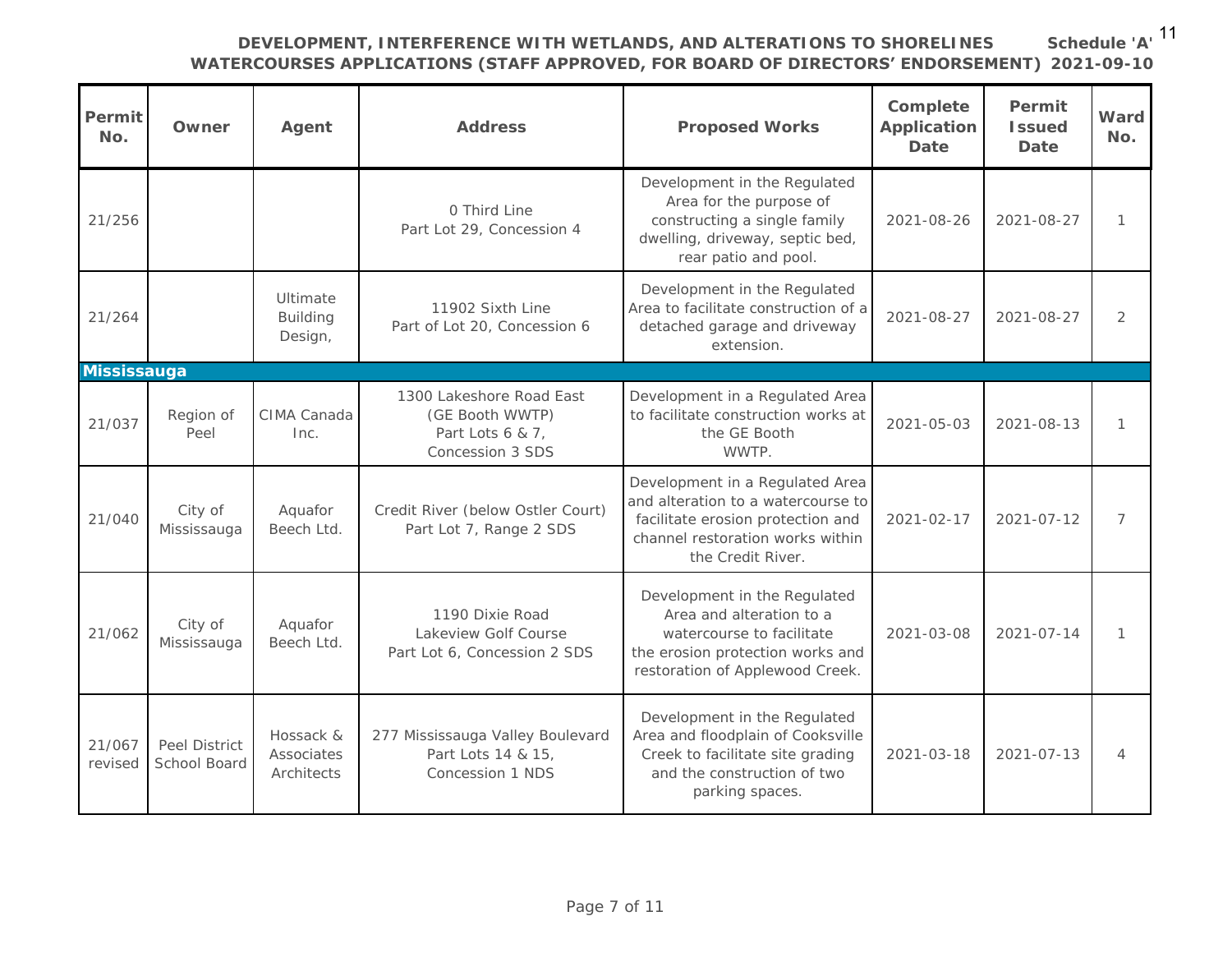## DEVELOPMENT, INTERFERENCE WITH WETLANDS, AND ALTERATIONS TO SHORELINES WATERCOURSES APPLICATIONS (STAFF APPROVED, FOR BOARD OF DIRECTORS' ENDORSEMENT)

**Schedule 'A' 2021-09-10**

| Permit No. | Owner | Agent | Address | Proposed Works | Complete Application Date | Permit Issued Date | Ward No. |
|---|---|---|---|---|---|---|---|
| 21/256 | | | 0 Third Line<br>Part Lot 29, Concession 4 | Development in the Regulated Area for the purpose of constructing a single family dwelling, driveway, septic bed, rear patio and pool. | 2021-08-26 | 2021-08-27 | 1 |
| 21/264 | | Ultimate Building Design, | 11902 Sixth Line<br>Part of Lot 20, Concession 6 | Development in the Regulated Area to facilitate construction of a detached garage and driveway extension. | 2021-08-27 | 2021-08-27 | 2 |
| **Mississauga** | | | | | | | |
| 21/037 | Region of Peel | CIMA Canada Inc. | 1300 Lakeshore Road East<br>(GE Booth WWTP)<br>Part Lots 6 & 7,<br>Concession 3 SDS | Development in a Regulated Area to facilitate construction works at the GE Booth WWTP. | 2021-05-03 | 2021-08-13 | 1 |
| 21/040 | City of Mississauga | Aquafor Beech Ltd. | Credit River (below Ostler Court)<br>Part Lot 7, Range 2 SDS | Development in a Regulated Area and alteration to a watercourse to facilitate erosion protection and channel restoration works within the Credit River. | 2021-02-17 | 2021-07-12 | 7 |
| 21/062 | City of Mississauga | Aquafor Beech Ltd. | 1190 Dixie Road<br>Lakeview Golf Course<br>Part Lot 6, Concession 2 SDS | Development in the Regulated Area and alteration to a watercourse to facilitate the erosion protection works and restoration of Applewood Creek. | 2021-03-08 | 2021-07-14 | 1 |
| 21/067 revised | Peel District School Board | Hossack & Associates Architects | 277 Mississauga Valley Boulevard<br>Part Lots 14 & 15,<br>Concession 1 NDS | Development in the Regulated Area and floodplain of Cooksville Creek to facilitate site grading and the construction of two parking spaces. | 2021-03-18 | 2021-07-13 | 4 |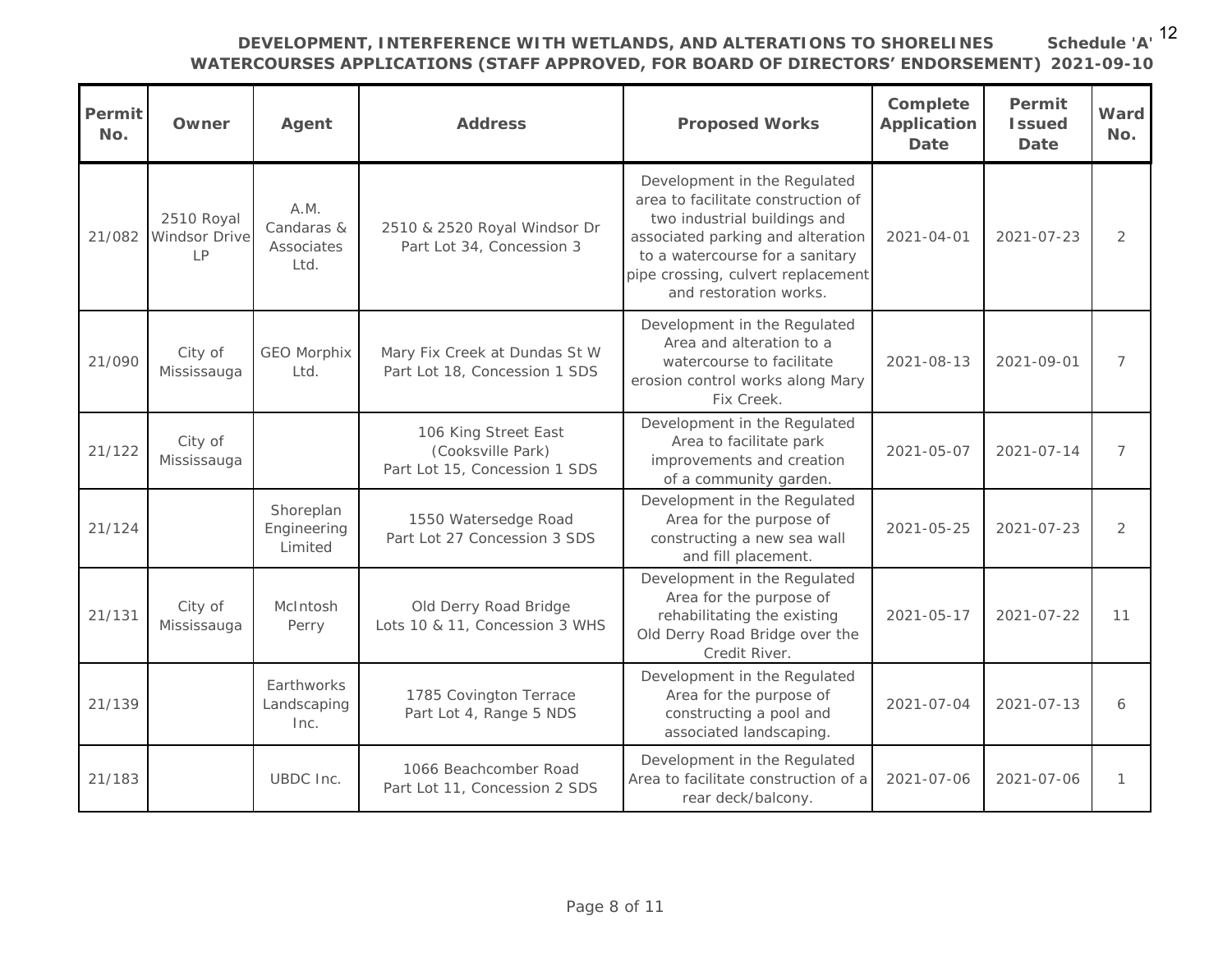# DEVELOPMENT, INTERFERENCE WITH WETLANDS, AND ALTERATIONS TO SHORELINES WATERCOURSES APPLICATIONS (STAFF APPROVED, FOR BOARD OF DIRECTORS' ENDORSEMENT)

Schedule 'A' 2021-09-10

| Permit No. | Owner | Agent | Address | Proposed Works | Complete Application Date | Permit Issued Date | Ward No. |
|---|---|---|---|---|---|---|---|
| 21/082 | 2510 Royal Windsor Drive LP | A.M. Candaras & Associates Ltd. | 2510 & 2520 Royal Windsor Dr Part Lot 34, Concession 3 | Development in the Regulated area to facilitate construction of two industrial buildings and associated parking and alteration to a watercourse for a sanitary pipe crossing, culvert replacement and restoration works. | 2021-04-01 | 2021-07-23 | 2 |
| 21/090 | City of Mississauga | GEO Morphix Ltd. | Mary Fix Creek at Dundas St W Part Lot 18, Concession 1 SDS | Development in the Regulated Area and alteration to a watercourse to facilitate erosion control works along Mary Fix Creek. | 2021-08-13 | 2021-09-01 | 7 |
| 21/122 | City of Mississauga | | 106 King Street East (Cooksville Park) Part Lot 15, Concession 1 SDS | Development in the Regulated Area to facilitate park improvements and creation of a community garden. | 2021-05-07 | 2021-07-14 | 7 |
| 21/124 | | Shoreplan Engineering Limited | 1550 Watersedge Road Part Lot 27 Concession 3 SDS | Development in the Regulated Area for the purpose of constructing a new sea wall and fill placement. | 2021-05-25 | 2021-07-23 | 2 |
| 21/131 | City of Mississauga | McIntosh Perry | Old Derry Road Bridge Lots 10 & 11, Concession 3 WHS | Development in the Regulated Area for the purpose of rehabilitating the existing Old Derry Road Bridge over the Credit River. | 2021-05-17 | 2021-07-22 | 11 |
| 21/139 | | Earthworks Landscaping Inc. | 1785 Covington Terrace Part Lot 4, Range 5 NDS | Development in the Regulated Area for the purpose of constructing a pool and associated landscaping. | 2021-07-04 | 2021-07-13 | 6 |
| 21/183 | | UBDC Inc. | 1066 Beachcomber Road Part Lot 11, Concession 2 SDS | Development in the Regulated Area to facilitate construction of a rear deck/balcony. | 2021-07-06 | 2021-07-06 | 1 |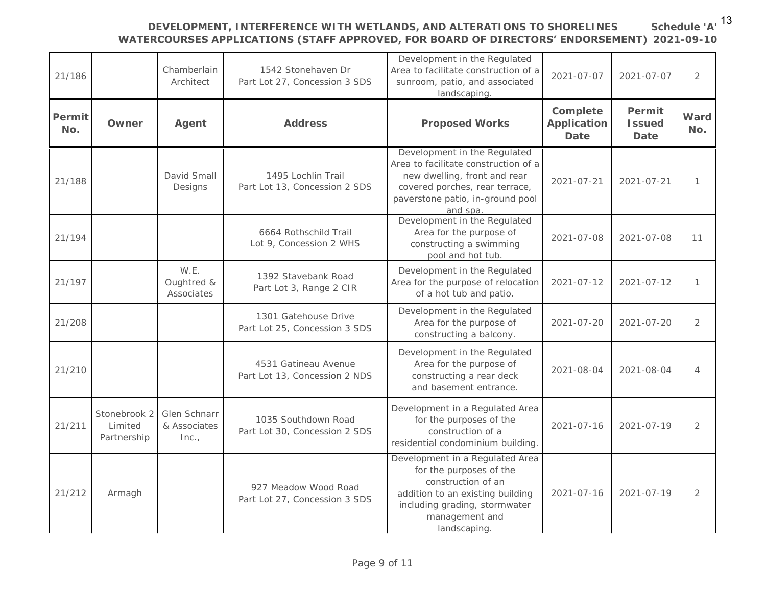**DEVELOPMENT, INTERFERENCE WITH WETLANDS, AND ALTERATIONS TO SHORELINES WATERCOURSES APPLICATIONS (STAFF APPROVED, FOR BOARD OF DIRECTORS' ENDORSEMENT)** **Schedule 'A' 2021-09-10**

| Permit No. | Owner | Agent | Address | Proposed Works | Complete Application Date | Permit Issued Date | Ward No. |
|---|---|---|---|---|---|---|---|
| 21/186 | | Chamberlain Architect | 1542 Stonehaven Dr Part Lot 27, Concession 3 SDS | Development in the Regulated Area to facilitate construction of a sunroom, patio, and associated landscaping. | 2021-07-07 | 2021-07-07 | 2 |
| 21/188 | | David Small Designs | 1495 Lochlin Trail Part Lot 13, Concession 2 SDS | Development in the Regulated Area to facilitate construction of a new dwelling, front and rear covered porches, rear terrace, paverstone patio, in-ground pool and spa. | 2021-07-21 | 2021-07-21 | 1 |
| 21/194 | | | 6664 Rothschild Trail Lot 9, Concession 2 WHS | Development in the Regulated Area for the purpose of constructing a swimming pool and hot tub. | 2021-07-08 | 2021-07-08 | 11 |
| 21/197 | | W.E. Oughtred & Associates | 1392 Stavebank Road Part Lot 3, Range 2 CIR | Development in the Regulated Area for the purpose of relocation of a hot tub and patio. | 2021-07-12 | 2021-07-12 | 1 |
| 21/208 | | | 1301 Gatehouse Drive Part Lot 25, Concession 3 SDS | Development in the Regulated Area for the purpose of constructing a balcony. | 2021-07-20 | 2021-07-20 | 2 |
| 21/210 | | | 4531 Gatineau Avenue Part Lot 13, Concession 2 NDS | Development in the Regulated Area for the purpose of constructing a rear deck and basement entrance. | 2021-08-04 | 2021-08-04 | 4 |
| 21/211 | Stonebrook 2 Limited Partnership | Glen Schnarr & Associates Inc., | 1035 Southdown Road Part Lot 30, Concession 2 SDS | Development in a Regulated Area for the purposes of the construction of a residential condominium building. | 2021-07-16 | 2021-07-19 | 2 |
| 21/212 | Armagh | | 927 Meadow Wood Road Part Lot 27, Concession 3 SDS | Development in a Regulated Area for the purposes of the construction of an addition to an existing building including grading, stormwater management and landscaping. | 2021-07-16 | 2021-07-19 | 2 |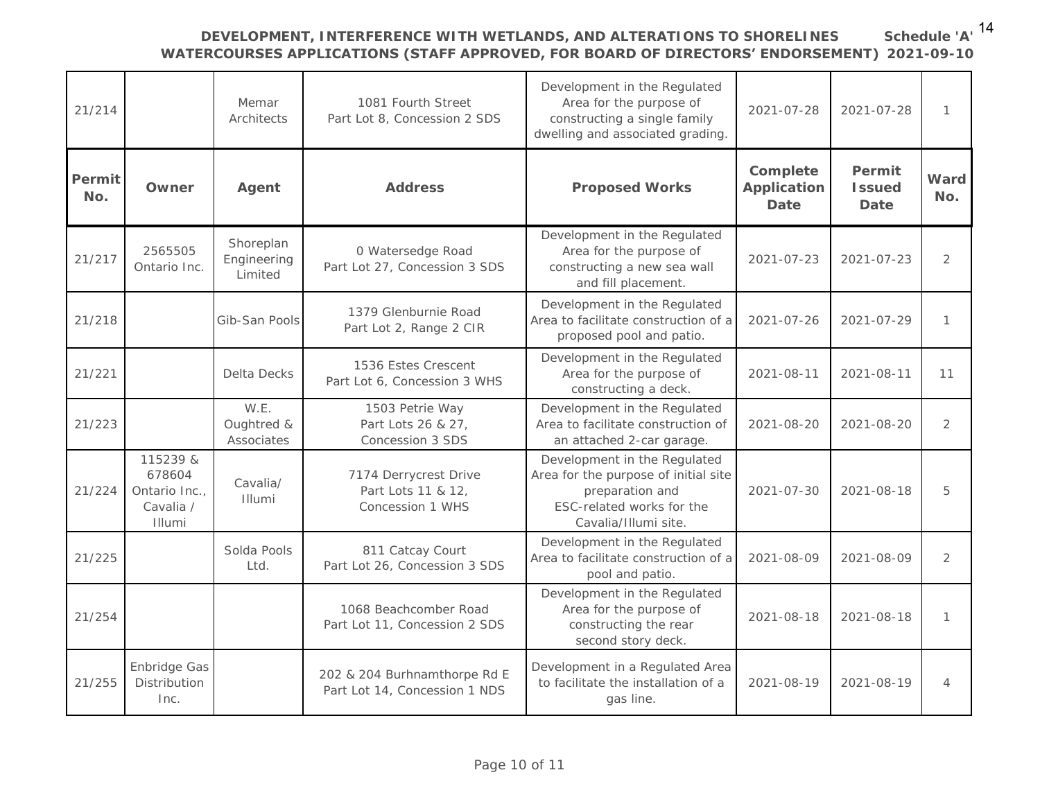# DEVELOPMENT, INTERFERENCE WITH WETLANDS, AND ALTERATIONS TO SHORELINES WATERCOURSES APPLICATIONS (STAFF APPROVED, FOR BOARD OF DIRECTORS' ENDORSEMENT) Schedule 'A' 2021-09-10

| Permit No. | Owner | Agent | Address | Proposed Works | Complete Application Date | Permit Issued Date | Ward No. |
|---|---|---|---|---|---|---|---|
| 21/214 | | Memar Architects | 1081 Fourth Street Part Lot 8, Concession 2 SDS | Development in the Regulated Area for the purpose of constructing a single family dwelling and associated grading. | 2021-07-28 | 2021-07-28 | 1 |
| 21/217 | 2565505 Ontario Inc. | Shoreplan Engineering Limited | 0 Watersedge Road Part Lot 27, Concession 3 SDS | Development in the Regulated Area for the purpose of constructing a new sea wall and fill placement. | 2021-07-23 | 2021-07-23 | 2 |
| 21/218 | | Gib-San Pools | 1379 Glenburnie Road Part Lot 2, Range 2 CIR | Development in the Regulated Area to facilitate construction of a proposed pool and patio. | 2021-07-26 | 2021-07-29 | 1 |
| 21/221 | | Delta Decks | 1536 Estes Crescent Part Lot 6, Concession 3 WHS | Development in the Regulated Area for the purpose of constructing a deck. | 2021-08-11 | 2021-08-11 | 11 |
| 21/223 | | W.E. Oughtred & Associates | 1503 Petrie Way Part Lots 26 & 27, Concession 3 SDS | Development in the Regulated Area to facilitate construction of an attached 2-car garage. | 2021-08-20 | 2021-08-20 | 2 |
| 21/224 | 115239 & 678604 Ontario Inc., Cavalia / Illumi | Cavalia/ Illumi | 7174 Derrycrest Drive Part Lots 11 & 12, Concession 1 WHS | Development in the Regulated Area for the purpose of initial site preparation and ESC-related works for the Cavalia/Illumi site. | 2021-07-30 | 2021-08-18 | 5 |
| 21/225 | | Solda Pools Ltd. | 811 Catcay Court Part Lot 26, Concession 3 SDS | Development in the Regulated Area to facilitate construction of a pool and patio. | 2021-08-09 | 2021-08-09 | 2 |
| 21/254 | | | 1068 Beachcomber Road Part Lot 11, Concession 2 SDS | Development in the Regulated Area for the purpose of constructing the rear second story deck. | 2021-08-18 | 2021-08-18 | 1 |
| 21/255 | Enbridge Gas Distribution Inc. | | 202 & 204 Burhnamthorpe Rd E Part Lot 14, Concession 1 NDS | Development in a Regulated Area to facilitate the installation of a gas line. | 2021-08-19 | 2021-08-19 | 4 |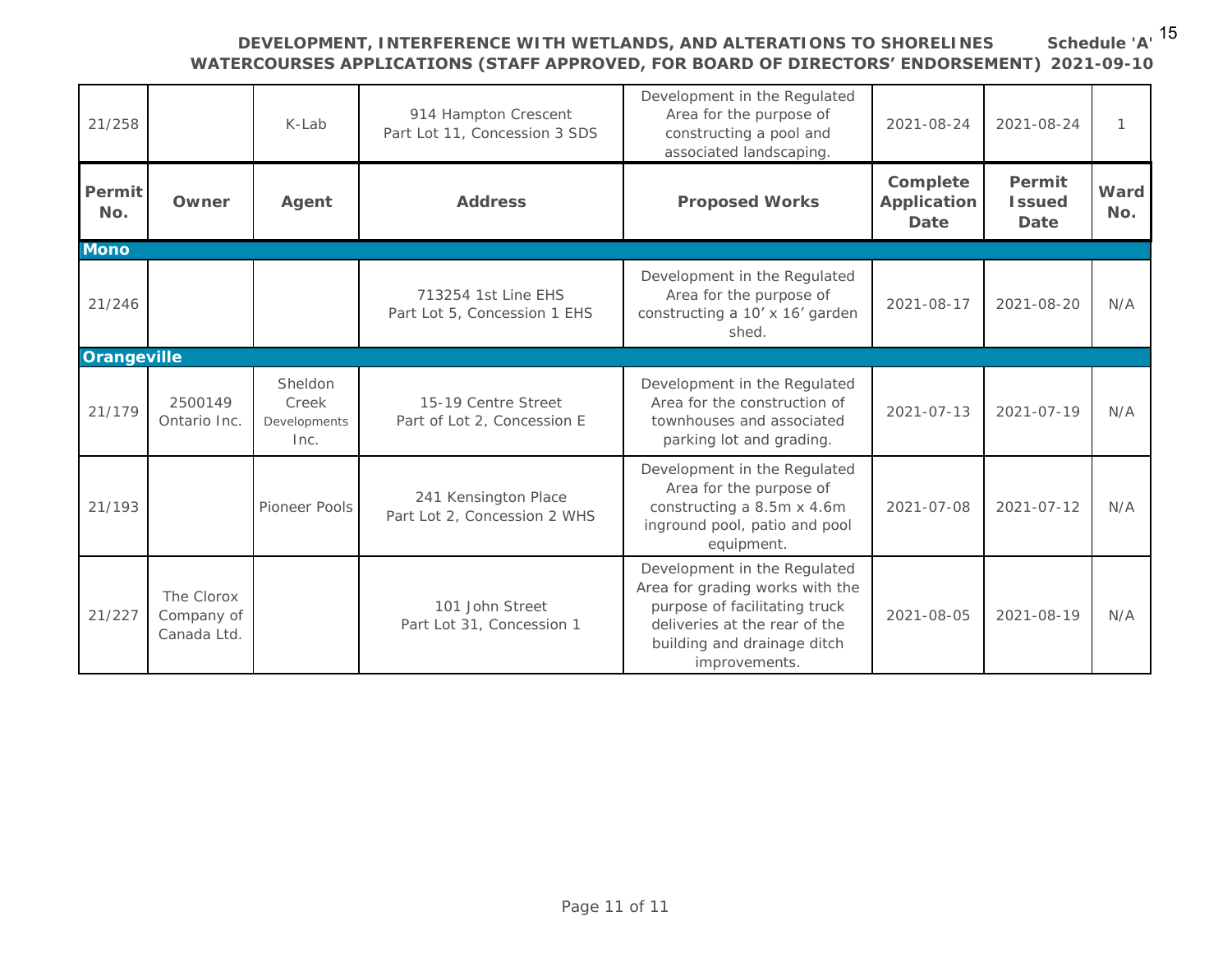## DEVELOPMENT, INTERFERENCE WITH WETLANDS, AND ALTERATIONS TO SHORELINES WATERCOURSES APPLICATIONS (STAFF APPROVED, FOR BOARD OF DIRECTORS' ENDORSEMENT)

**Schedule 'A' 2021-09-10**

| 21/258 | | K-Lab | 914 Hampton Crescent<br>Part Lot 11, Concession 3 SDS | Development in the Regulated Area for the purpose of constructing a pool and associated landscaping. | 2021-08-24 | 2021-08-24 | 1 |
|---|---|---|---|---|---|---|---|

| Permit No. | Owner | Agent | Address | Proposed Works | Complete Application Date | Permit Issued Date | Ward No. |
|---|---|---|---|---|---|---|---|
| **Mono** | | | | | | | |
| 21/246 | | | 713254 1st Line EHS<br>Part Lot 5, Concession 1 EHS | Development in the Regulated Area for the purpose of constructing a 10' x 16' garden shed. | 2021-08-17 | 2021-08-20 | N/A |
| **Orangeville** | | | | | | | |
| 21/179 | 2500149 Ontario Inc. | Sheldon Creek Developments Inc. | 15-19 Centre Street<br>Part of Lot 2, Concession E | Development in the Regulated Area for the construction of townhouses and associated parking lot and grading. | 2021-07-13 | 2021-07-19 | N/A |
| 21/193 | | Pioneer Pools | 241 Kensington Place<br>Part Lot 2, Concession 2 WHS | Development in the Regulated Area for the purpose of constructing a 8.5m x 4.6m inground pool, patio and pool equipment. | 2021-07-08 | 2021-07-12 | N/A |
| 21/227 | The Clorox Company of Canada Ltd. | | 101 John Street<br>Part Lot 31, Concession 1 | Development in the Regulated Area for grading works with the purpose of facilitating truck deliveries at the rear of the building and drainage ditch improvements. | 2021-08-05 | 2021-08-19 | N/A |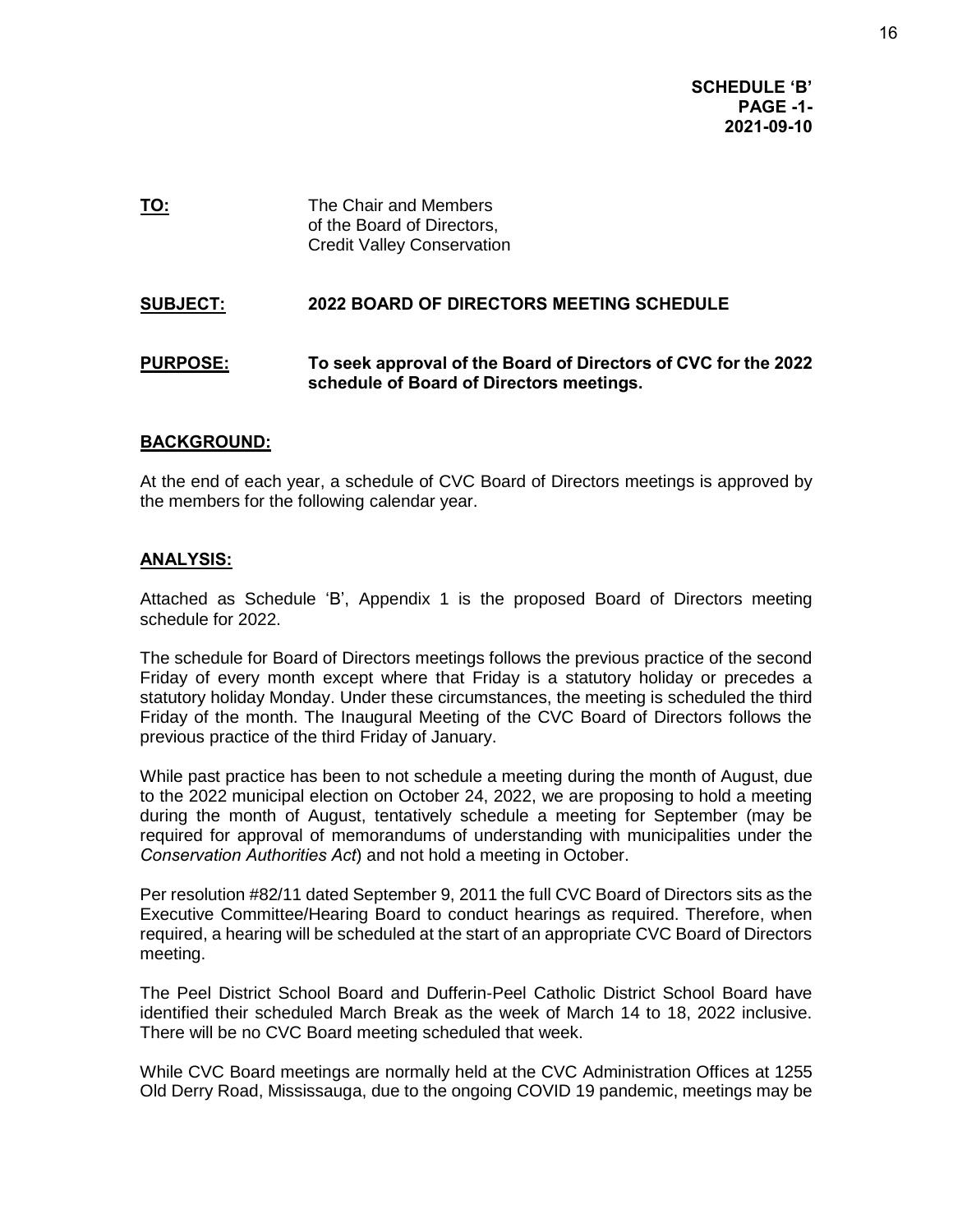**SCHEDULE 'B'**
**PAGE -1-**
**2021-09-10**

**TO:** The Chair and Members of the Board of Directors, Credit Valley Conservation

**SUBJECT:** **2022 BOARD OF DIRECTORS MEETING SCHEDULE**

**PURPOSE:** **To seek approval of the Board of Directors of CVC for the 2022 schedule of Board of Directors meetings.**

**BACKGROUND:**

At the end of each year, a schedule of CVC Board of Directors meetings is approved by the members for the following calendar year.

**ANALYSIS:**

Attached as Schedule 'B', Appendix 1 is the proposed Board of Directors meeting schedule for 2022.

The schedule for Board of Directors meetings follows the previous practice of the second Friday of every month except where that Friday is a statutory holiday or precedes a statutory holiday Monday. Under these circumstances, the meeting is scheduled the third Friday of the month. The Inaugural Meeting of the CVC Board of Directors follows the previous practice of the third Friday of January.

While past practice has been to not schedule a meeting during the month of August, due to the 2022 municipal election on October 24, 2022, we are proposing to hold a meeting during the month of August, tentatively schedule a meeting for September (may be required for approval of memorandums of understanding with municipalities under the *Conservation Authorities Act*) and not hold a meeting in October.

Per resolution #82/11 dated September 9, 2011 the full CVC Board of Directors sits as the Executive Committee/Hearing Board to conduct hearings as required. Therefore, when required, a hearing will be scheduled at the start of an appropriate CVC Board of Directors meeting.

The Peel District School Board and Dufferin-Peel Catholic District School Board have identified their scheduled March Break as the week of March 14 to 18, 2022 inclusive. There will be no CVC Board meeting scheduled that week.

While CVC Board meetings are normally held at the CVC Administration Offices at 1255 Old Derry Road, Mississauga, due to the ongoing COVID 19 pandemic, meetings may be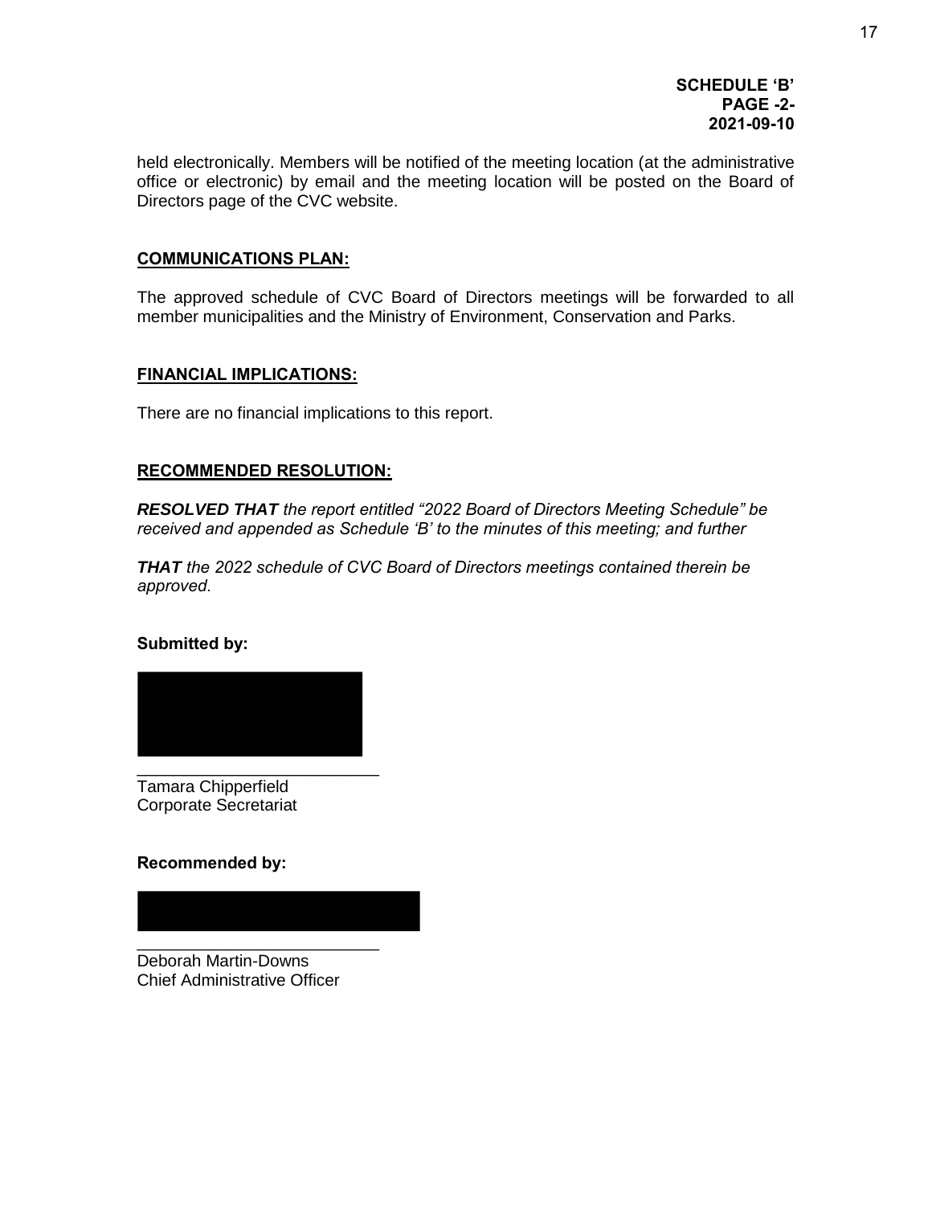**SCHEDULE 'B'**
**PAGE -2-**
**2021-09-10**

held electronically. Members will be notified of the meeting location (at the administrative office or electronic) by email and the meeting location will be posted on the Board of Directors page of the CVC website.

## COMMUNICATIONS PLAN:

The approved schedule of CVC Board of Directors meetings will be forwarded to all member municipalities and the Ministry of Environment, Conservation and Parks.

## FINANCIAL IMPLICATIONS:

There are no financial implications to this report.

## RECOMMENDED RESOLUTION:

***RESOLVED THAT*** *the report entitled "2022 Board of Directors Meeting Schedule" be received and appended as Schedule 'B' to the minutes of this meeting; and further*

***THAT*** *the 2022 schedule of CVC Board of Directors meetings contained therein be approved.*

**Submitted by:**

\_\_\_\_\_\_\_\_\_\_\_\_\_\_\_\_\_\_\_\_\_\_\_\_\_\_
Tamara Chipperfield
Corporate Secretariat

**Recommended by:**

\_\_\_\_\_\_\_\_\_\_\_\_\_\_\_\_\_\_\_\_\_\_\_\_\_\_
Deborah Martin-Downs
Chief Administrative Officer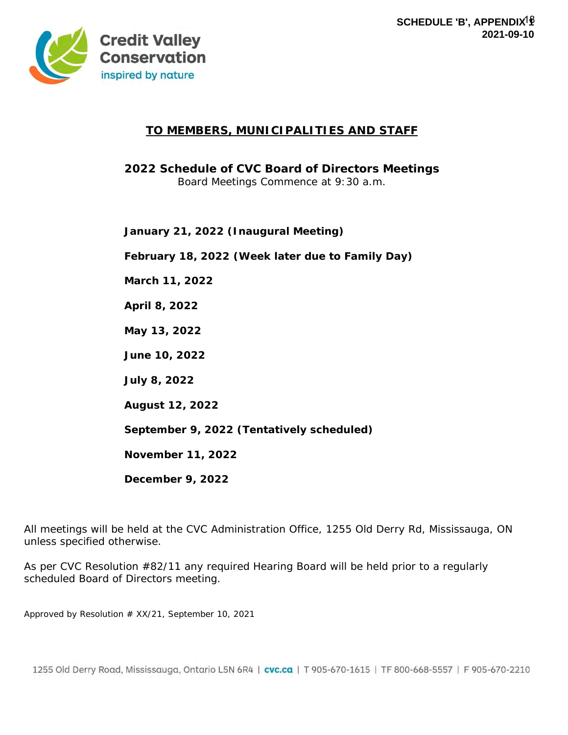SCHEDULE 'B', APPENDIX 1
2021-09-10

Credit Valley Conservation
inspired by nature

## TO MEMBERS, MUNICIPALITIES AND STAFF

**2022 Schedule of CVC Board of Directors Meetings**
Board Meetings Commence at 9:30 a.m.

**January 21, 2022 (Inaugural Meeting)**

**February 18, 2022 (Week later due to Family Day)**

**March 11, 2022**

**April 8, 2022**

**May 13, 2022**

**June 10, 2022**

**July 8, 2022**

**August 12, 2022**

**September 9, 2022 (Tentatively scheduled)**

**November 11, 2022**

**December 9, 2022**

All meetings will be held at the CVC Administration Office, 1255 Old Derry Rd, Mississauga, ON unless specified otherwise.

As per CVC Resolution #82/11 any required Hearing Board will be held prior to a regularly scheduled Board of Directors meeting.

Approved by Resolution # XX/21, September 10, 2021

1255 Old Derry Road, Mississauga, Ontario L5N 6R4 | cvc.ca | T 905-670-1615 | TF 800-668-5557 | F 905-670-2210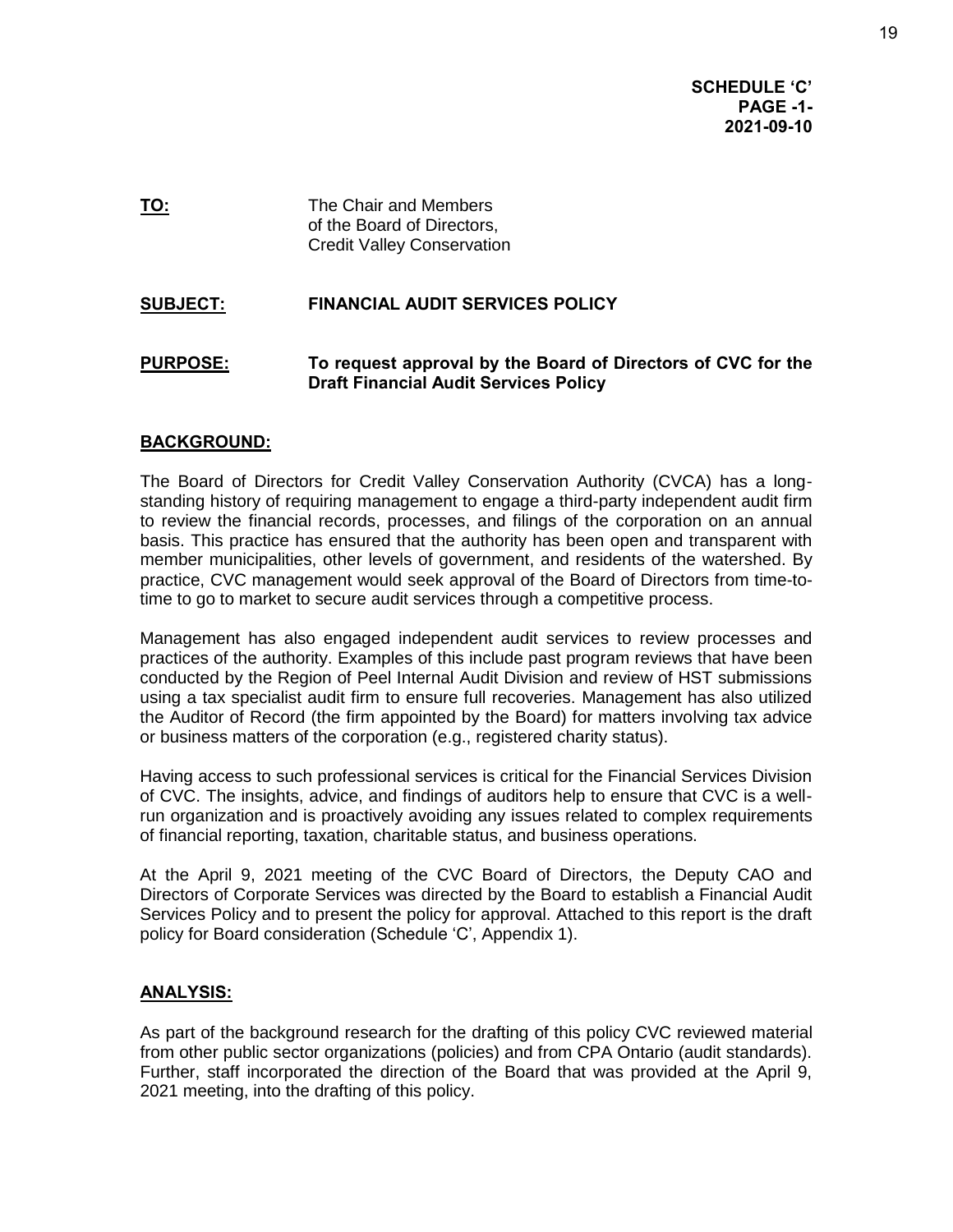**SCHEDULE 'C'**
**PAGE -1-**
**2021-09-10**

**TO:** The Chair and Members of the Board of Directors, Credit Valley Conservation

**SUBJECT:** **FINANCIAL AUDIT SERVICES POLICY**

**PURPOSE:** **To request approval by the Board of Directors of CVC for the Draft Financial Audit Services Policy**

## BACKGROUND:

The Board of Directors for Credit Valley Conservation Authority (CVCA) has a long-standing history of requiring management to engage a third-party independent audit firm to review the financial records, processes, and filings of the corporation on an annual basis. This practice has ensured that the authority has been open and transparent with member municipalities, other levels of government, and residents of the watershed. By practice, CVC management would seek approval of the Board of Directors from time-to-time to go to market to secure audit services through a competitive process.

Management has also engaged independent audit services to review processes and practices of the authority. Examples of this include past program reviews that have been conducted by the Region of Peel Internal Audit Division and review of HST submissions using a tax specialist audit firm to ensure full recoveries. Management has also utilized the Auditor of Record (the firm appointed by the Board) for matters involving tax advice or business matters of the corporation (e.g., registered charity status).

Having access to such professional services is critical for the Financial Services Division of CVC. The insights, advice, and findings of auditors help to ensure that CVC is a well-run organization and is proactively avoiding any issues related to complex requirements of financial reporting, taxation, charitable status, and business operations.

At the April 9, 2021 meeting of the CVC Board of Directors, the Deputy CAO and Directors of Corporate Services was directed by the Board to establish a Financial Audit Services Policy and to present the policy for approval. Attached to this report is the draft policy for Board consideration (Schedule 'C', Appendix 1).

## ANALYSIS:

As part of the background research for the drafting of this policy CVC reviewed material from other public sector organizations (policies) and from CPA Ontario (audit standards). Further, staff incorporated the direction of the Board that was provided at the April 9, 2021 meeting, into the drafting of this policy.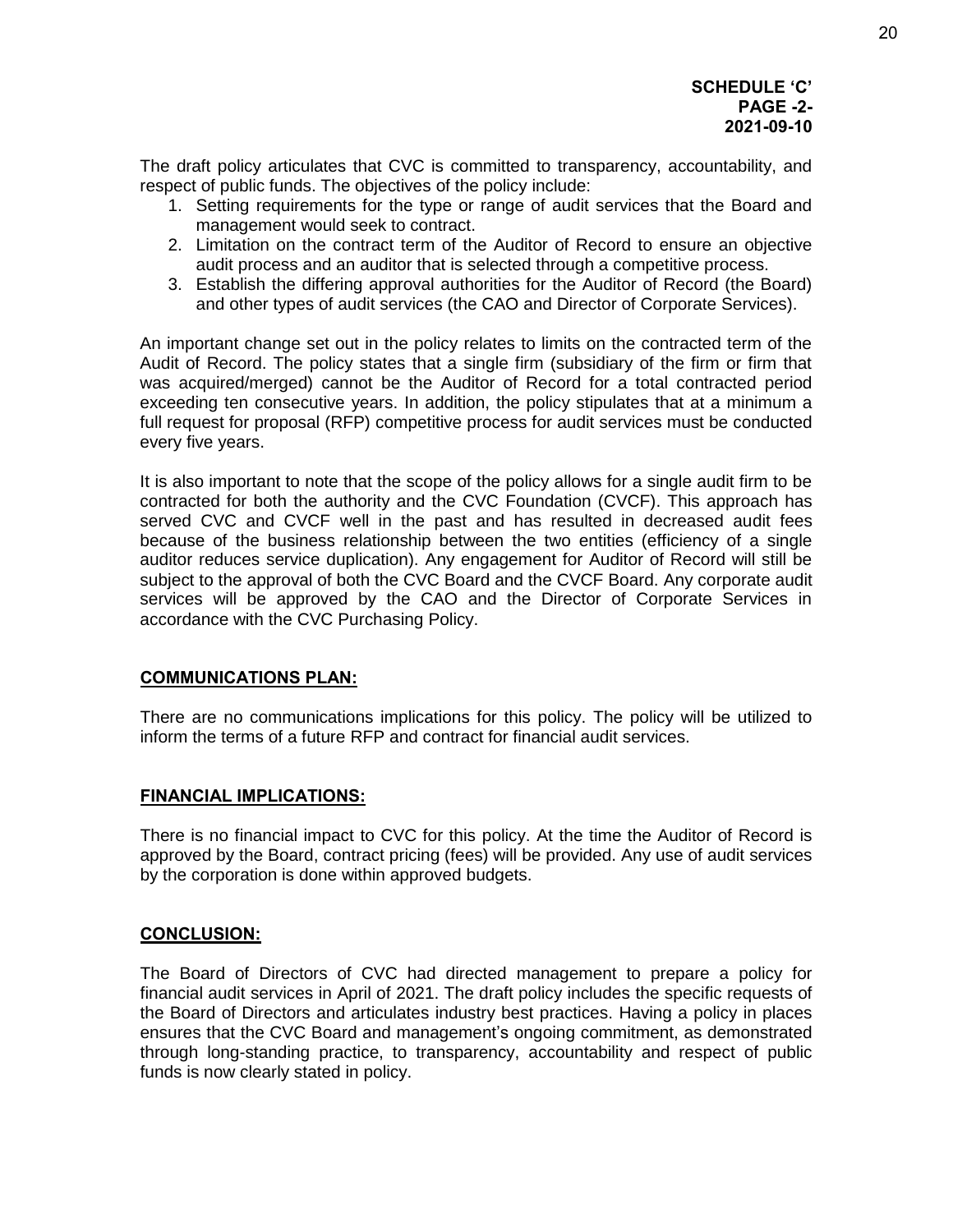**SCHEDULE 'C'**
**PAGE -2-**
**2021-09-10**

The draft policy articulates that CVC is committed to transparency, accountability, and respect of public funds. The objectives of the policy include:

1. Setting requirements for the type or range of audit services that the Board and management would seek to contract.
2. Limitation on the contract term of the Auditor of Record to ensure an objective audit process and an auditor that is selected through a competitive process.
3. Establish the differing approval authorities for the Auditor of Record (the Board) and other types of audit services (the CAO and Director of Corporate Services).

An important change set out in the policy relates to limits on the contracted term of the Audit of Record. The policy states that a single firm (subsidiary of the firm or firm that was acquired/merged) cannot be the Auditor of Record for a total contracted period exceeding ten consecutive years. In addition, the policy stipulates that at a minimum a full request for proposal (RFP) competitive process for audit services must be conducted every five years.

It is also important to note that the scope of the policy allows for a single audit firm to be contracted for both the authority and the CVC Foundation (CVCF). This approach has served CVC and CVCF well in the past and has resulted in decreased audit fees because of the business relationship between the two entities (efficiency of a single auditor reduces service duplication). Any engagement for Auditor of Record will still be subject to the approval of both the CVC Board and the CVCF Board. Any corporate audit services will be approved by the CAO and the Director of Corporate Services in accordance with the CVC Purchasing Policy.

## COMMUNICATIONS PLAN:

There are no communications implications for this policy. The policy will be utilized to inform the terms of a future RFP and contract for financial audit services.

## FINANCIAL IMPLICATIONS:

There is no financial impact to CVC for this policy. At the time the Auditor of Record is approved by the Board, contract pricing (fees) will be provided. Any use of audit services by the corporation is done within approved budgets.

## CONCLUSION:

The Board of Directors of CVC had directed management to prepare a policy for financial audit services in April of 2021. The draft policy includes the specific requests of the Board of Directors and articulates industry best practices. Having a policy in places ensures that the CVC Board and management's ongoing commitment, as demonstrated through long-standing practice, to transparency, accountability and respect of public funds is now clearly stated in policy.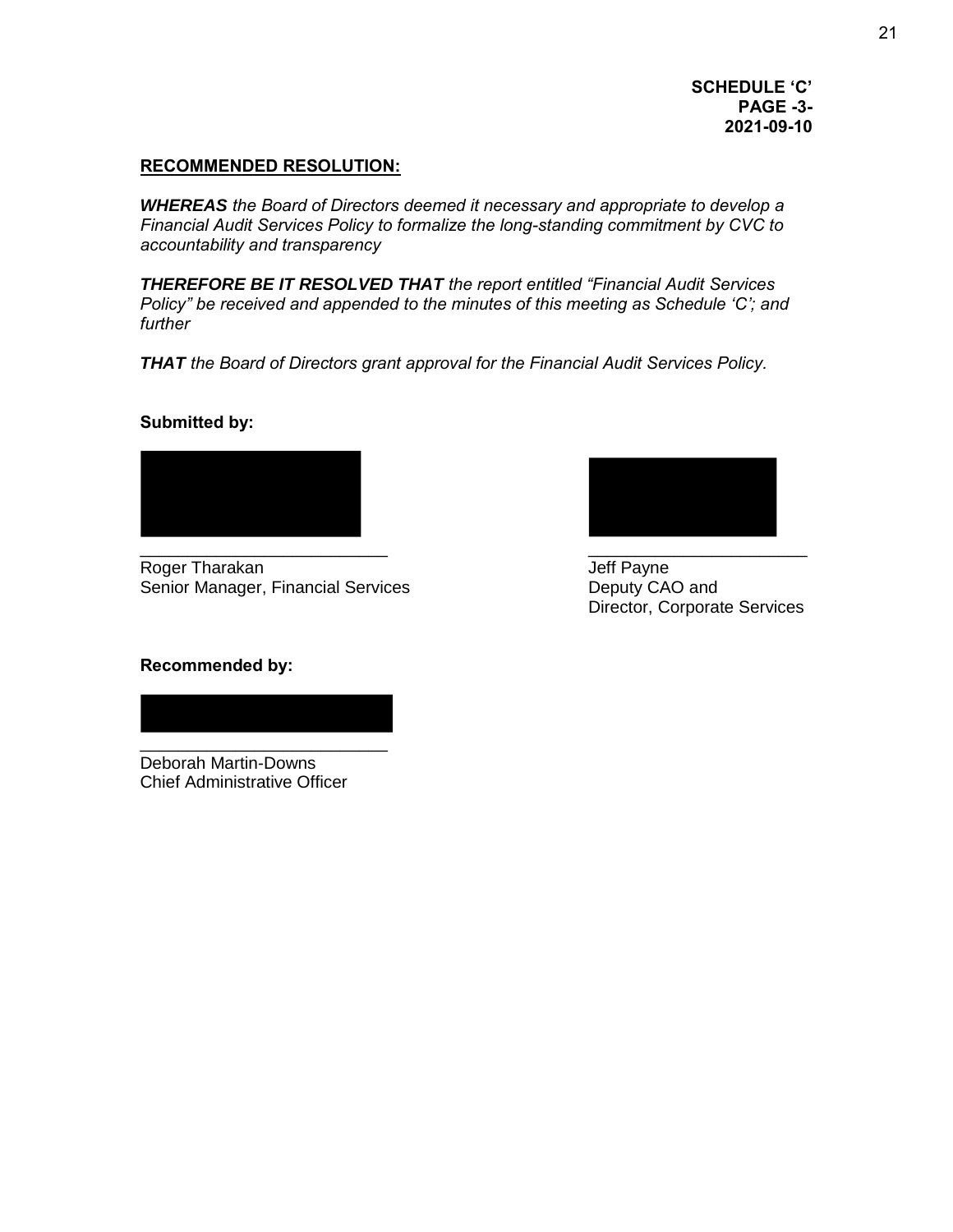**SCHEDULE 'C'**
**PAGE -3-**
**2021-09-10**

**RECOMMENDED RESOLUTION:**

***WHEREAS*** *the Board of Directors deemed it necessary and appropriate to develop a Financial Audit Services Policy to formalize the long-standing commitment by CVC to accountability and transparency*

***THEREFORE BE IT RESOLVED THAT*** *the report entitled "Financial Audit Services Policy" be received and appended to the minutes of this meeting as Schedule 'C'; and further*

***THAT*** *the Board of Directors grant approval for the Financial Audit Services Policy.*

**Submitted by:**

\_\_\_\_\_\_\_\_\_\_\_\_\_\_\_\_\_\_\_\_\_\_\_\_\_\_
Roger Tharakan
Senior Manager, Financial Services

\_\_\_\_\_\_\_\_\_\_\_\_\_\_\_\_\_\_\_\_\_\_\_\_\_\_
Jeff Payne
Deputy CAO and
Director, Corporate Services

**Recommended by:**

\_\_\_\_\_\_\_\_\_\_\_\_\_\_\_\_\_\_\_\_\_\_\_\_\_\_
Deborah Martin-Downs
Chief Administrative Officer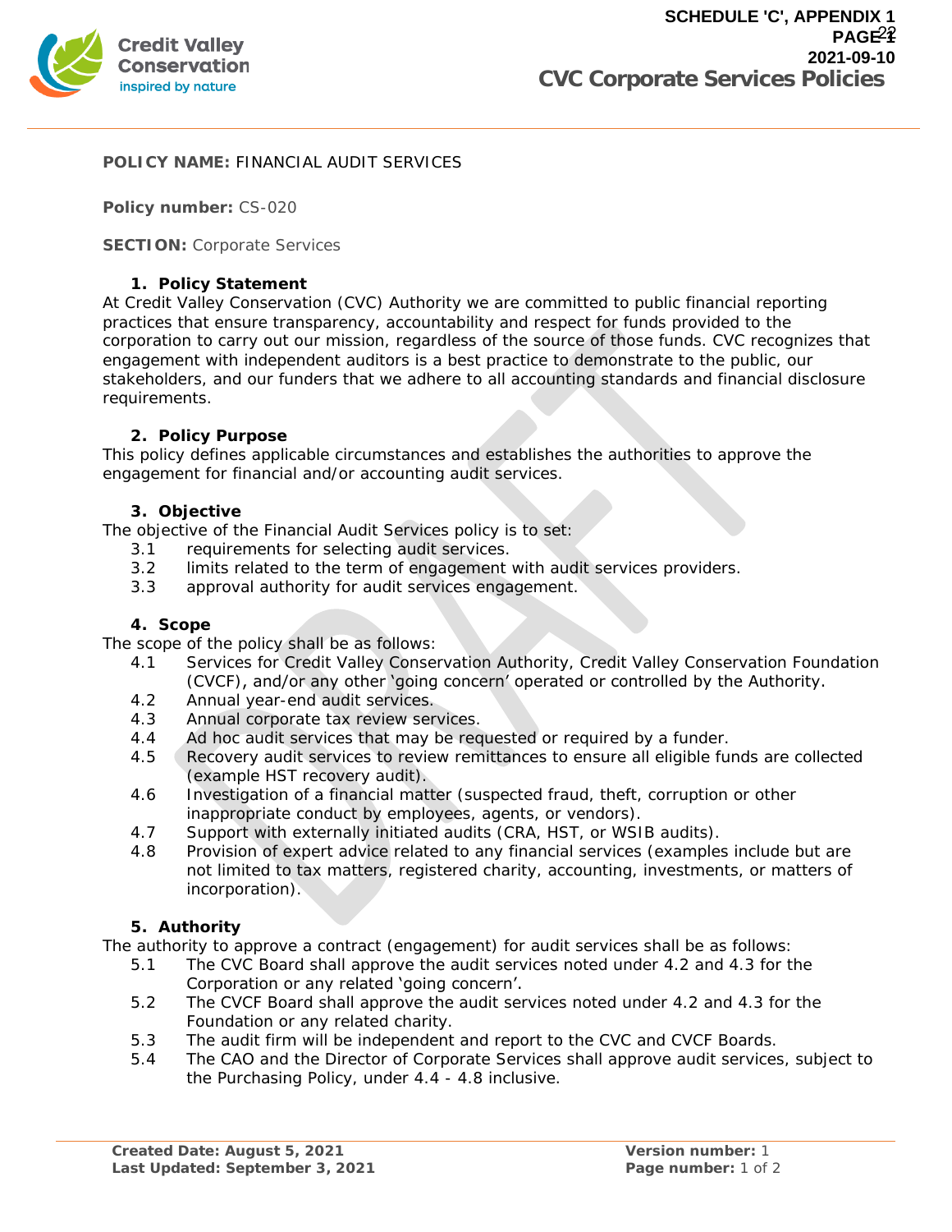**POLICY NAME:** FINANCIAL AUDIT SERVICES

**Policy number:** CS-020

**SECTION:** Corporate Services

## 1. Policy Statement

At Credit Valley Conservation (CVC) Authority we are committed to public financial reporting practices that ensure transparency, accountability and respect for funds provided to the corporation to carry out our mission, regardless of the source of those funds. CVC recognizes that engagement with independent auditors is a best practice to demonstrate to the public, our stakeholders, and our funders that we adhere to all accounting standards and financial disclosure requirements.

## 2. Policy Purpose

This policy defines applicable circumstances and establishes the authorities to approve the engagement for financial and/or accounting audit services.

## 3. Objective

The objective of the Financial Audit Services policy is to set:

3.1 requirements for selecting audit services.
3.2 limits related to the term of engagement with audit services providers.
3.3 approval authority for audit services engagement.

## 4. Scope

The scope of the policy shall be as follows:

4.1 Services for Credit Valley Conservation Authority, Credit Valley Conservation Foundation (CVCF), and/or any other 'going concern' operated or controlled by the Authority.
4.2 Annual year-end audit services.
4.3 Annual corporate tax review services.
4.4 Ad hoc audit services that may be requested or required by a funder.
4.5 Recovery audit services to review remittances to ensure all eligible funds are collected (example HST recovery audit).
4.6 Investigation of a financial matter (suspected fraud, theft, corruption or other inappropriate conduct by employees, agents, or vendors).
4.7 Support with externally initiated audits (CRA, HST, or WSIB audits).
4.8 Provision of expert advice related to any financial services (examples include but are not limited to tax matters, registered charity, accounting, investments, or matters of incorporation).

## 5. Authority

The authority to approve a contract (engagement) for audit services shall be as follows:

5.1 The CVC Board shall approve the audit services noted under 4.2 and 4.3 for the Corporation or any related 'going concern'.
5.2 The CVCF Board shall approve the audit services noted under 4.2 and 4.3 for the Foundation or any related charity.
5.3 The audit firm will be independent and report to the CVC and CVCF Boards.
5.4 The CAO and the Director of Corporate Services shall approve audit services, subject to the Purchasing Policy, under 4.4 - 4.8 inclusive.

**Created Date: August 5, 2021**
**Last Updated: September 3, 2021**

**Version number:** 1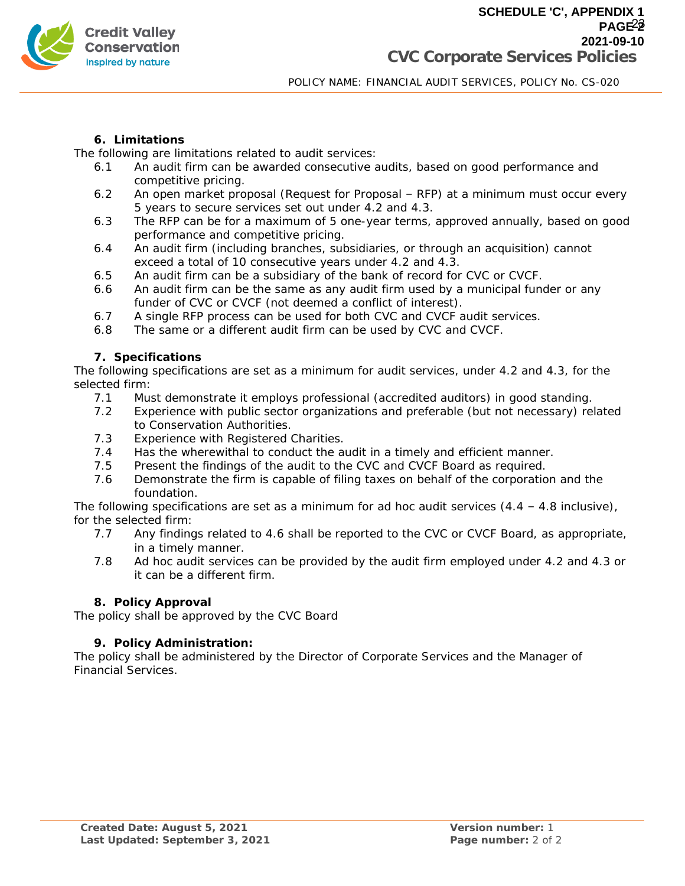## 6. Limitations

The following are limitations related to audit services:

6.1 An audit firm can be awarded consecutive audits, based on good performance and competitive pricing.

6.2 An open market proposal (Request for Proposal – RFP) at a minimum must occur every 5 years to secure services set out under 4.2 and 4.3.

6.3 The RFP can be for a maximum of 5 one-year terms, approved annually, based on good performance and competitive pricing.

6.4 An audit firm (including branches, subsidiaries, or through an acquisition) cannot exceed a total of 10 consecutive years under 4.2 and 4.3.

6.5 An audit firm can be a subsidiary of the bank of record for CVC or CVCF.

6.6 An audit firm can be the same as any audit firm used by a municipal funder or any funder of CVC or CVCF (not deemed a conflict of interest).

6.7 A single RFP process can be used for both CVC and CVCF audit services.

6.8 The same or a different audit firm can be used by CVC and CVCF.

## 7. Specifications

The following specifications are set as a minimum for audit services, under 4.2 and 4.3, for the selected firm:

7.1 Must demonstrate it employs professional (accredited auditors) in good standing.

7.2 Experience with public sector organizations and preferable (but not necessary) related to Conservation Authorities.

7.3 Experience with Registered Charities.

7.4 Has the wherewithal to conduct the audit in a timely and efficient manner.

7.5 Present the findings of the audit to the CVC and CVCF Board as required.

7.6 Demonstrate the firm is capable of filing taxes on behalf of the corporation and the foundation.

The following specifications are set as a minimum for ad hoc audit services (4.4 – 4.8 inclusive), for the selected firm:

7.7 Any findings related to 4.6 shall be reported to the CVC or CVCF Board, as appropriate, in a timely manner.

7.8 Ad hoc audit services can be provided by the audit firm employed under 4.2 and 4.3 or it can be a different firm.

## 8. Policy Approval

The policy shall be approved by the CVC Board

## 9. Policy Administration:

The policy shall be administered by the Director of Corporate Services and the Manager of Financial Services.

**Created Date: August 5, 2021**
**Last Updated: September 3, 2021**

**Version number:** 1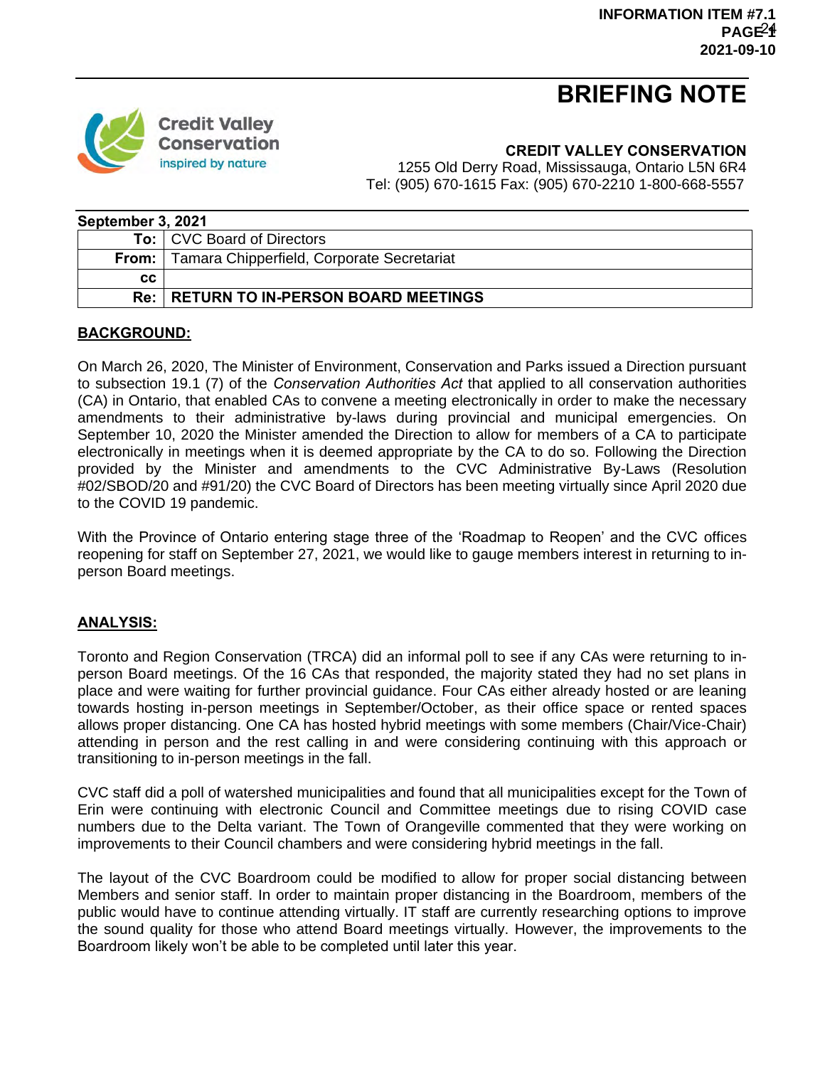INFORMATION ITEM #7.1

2021-09-10

# BRIEFING NOTE

Credit Valley Conservation
inspired by nature

**CREDIT VALLEY CONSERVATION**
1255 Old Derry Road, Mississauga, Ontario L5N 6R4
Tel: (905) 670-1615 Fax: (905) 670-2210 1-800-668-5557

**September 3, 2021**

| | |
|---|---|
| **To:** | CVC Board of Directors |
| **From:** | Tamara Chipperfield, Corporate Secretariat |
| **cc** | |
| **Re:** | **RETURN TO IN-PERSON BOARD MEETINGS** |

## BACKGROUND:

On March 26, 2020, The Minister of Environment, Conservation and Parks issued a Direction pursuant to subsection 19.1 (7) of the *Conservation Authorities Act* that applied to all conservation authorities (CA) in Ontario, that enabled CAs to convene a meeting electronically in order to make the necessary amendments to their administrative by-laws during provincial and municipal emergencies. On September 10, 2020 the Minister amended the Direction to allow for members of a CA to participate electronically in meetings when it is deemed appropriate by the CA to do so. Following the Direction provided by the Minister and amendments to the CVC Administrative By-Laws (Resolution #02/SBOD/20 and #91/20) the CVC Board of Directors has been meeting virtually since April 2020 due to the COVID 19 pandemic.

With the Province of Ontario entering stage three of the 'Roadmap to Reopen' and the CVC offices reopening for staff on September 27, 2021, we would like to gauge members interest in returning to in-person Board meetings.

## ANALYSIS:

Toronto and Region Conservation (TRCA) did an informal poll to see if any CAs were returning to in-person Board meetings. Of the 16 CAs that responded, the majority stated they had no set plans in place and were waiting for further provincial guidance. Four CAs either already hosted or are leaning towards hosting in-person meetings in September/October, as their office space or rented spaces allows proper distancing. One CA has hosted hybrid meetings with some members (Chair/Vice-Chair) attending in person and the rest calling in and were considering continuing with this approach or transitioning to in-person meetings in the fall.

CVC staff did a poll of watershed municipalities and found that all municipalities except for the Town of Erin were continuing with electronic Council and Committee meetings due to rising COVID case numbers due to the Delta variant. The Town of Orangeville commented that they were working on improvements to their Council chambers and were considering hybrid meetings in the fall.

The layout of the CVC Boardroom could be modified to allow for proper social distancing between Members and senior staff. In order to maintain proper distancing in the Boardroom, members of the public would have to continue attending virtually. IT staff are currently researching options to improve the sound quality for those who attend Board meetings virtually. However, the improvements to the Boardroom likely won't be able to be completed until later this year.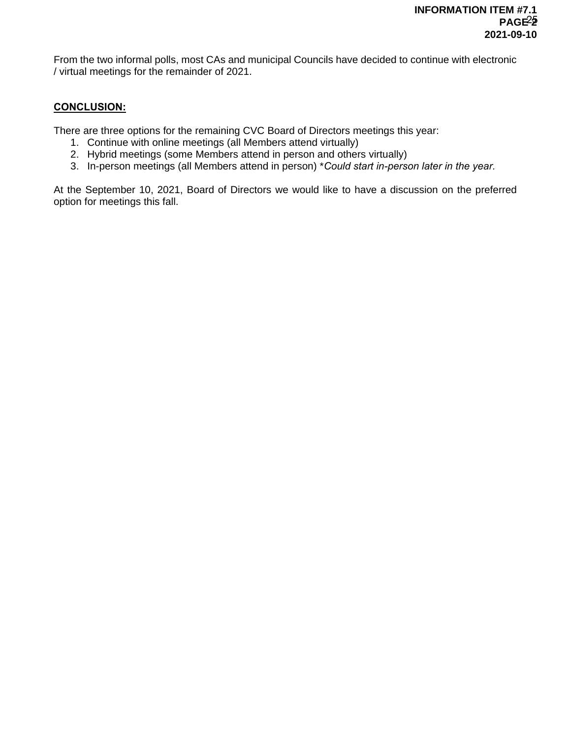From the two informal polls, most CAs and municipal Councils have decided to continue with electronic / virtual meetings for the remainder of 2021.

## CONCLUSION:

There are three options for the remaining CVC Board of Directors meetings this year:

1. Continue with online meetings (all Members attend virtually)
2. Hybrid meetings (some Members attend in person and others virtually)
3. In-person meetings (all Members attend in person) **Could start in-person later in the year.*

At the September 10, 2021, Board of Directors we would like to have a discussion on the preferred option for meetings this fall.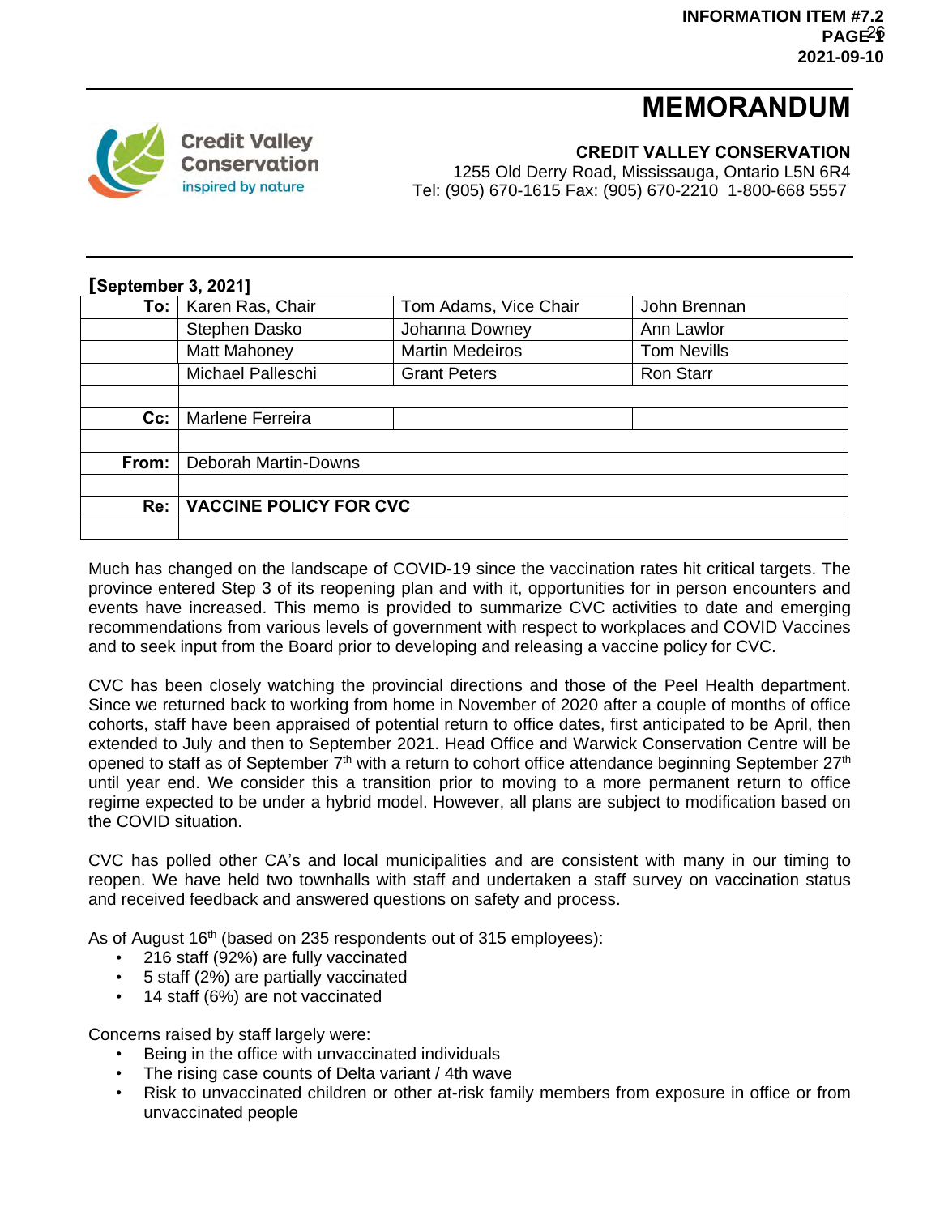INFORMATION ITEM #7.2
PAGE 1
2021-09-10

# MEMORANDUM

**CREDIT VALLEY CONSERVATION**
1255 Old Derry Road, Mississauga, Ontario L5N 6R4
Tel: (905) 670-1615 Fax: (905) 670-2210 1-800-668 5557

**[September 3, 2021]**

| | | | |
|---|---|---|---|
| **To:** | Karen Ras, Chair | Tom Adams, Vice Chair | John Brennan |
| | Stephen Dasko | Johanna Downey | Ann Lawlor |
| | Matt Mahoney | Martin Medeiros | Tom Nevills |
| | Michael Palleschi | Grant Peters | Ron Starr |
| | | | |
| **Cc:** | Marlene Ferreira | | |
| | | | |
| **From:** | Deborah Martin-Downs | | |
| | | | |
| **Re:** | **VACCINE POLICY FOR CVC** | | |

Much has changed on the landscape of COVID-19 since the vaccination rates hit critical targets. The province entered Step 3 of its reopening plan and with it, opportunities for in person encounters and events have increased. This memo is provided to summarize CVC activities to date and emerging recommendations from various levels of government with respect to workplaces and COVID Vaccines and to seek input from the Board prior to developing and releasing a vaccine policy for CVC.

CVC has been closely watching the provincial directions and those of the Peel Health department. Since we returned back to working from home in November of 2020 after a couple of months of office cohorts, staff have been appraised of potential return to office dates, first anticipated to be April, then extended to July and then to September 2021. Head Office and Warwick Conservation Centre will be opened to staff as of September 7th with a return to cohort office attendance beginning September 27th until year end. We consider this a transition prior to moving to a more permanent return to office regime expected to be under a hybrid model. However, all plans are subject to modification based on the COVID situation.

CVC has polled other CA's and local municipalities and are consistent with many in our timing to reopen. We have held two townhalls with staff and undertaken a staff survey on vaccination status and received feedback and answered questions on safety and process.

As of August 16th (based on 235 respondents out of 315 employees):

- 216 staff (92%) are fully vaccinated
- 5 staff (2%) are partially vaccinated
- 14 staff (6%) are not vaccinated

Concerns raised by staff largely were:

- Being in the office with unvaccinated individuals
- The rising case counts of Delta variant / 4th wave
- Risk to unvaccinated children or other at-risk family members from exposure in office or from unvaccinated people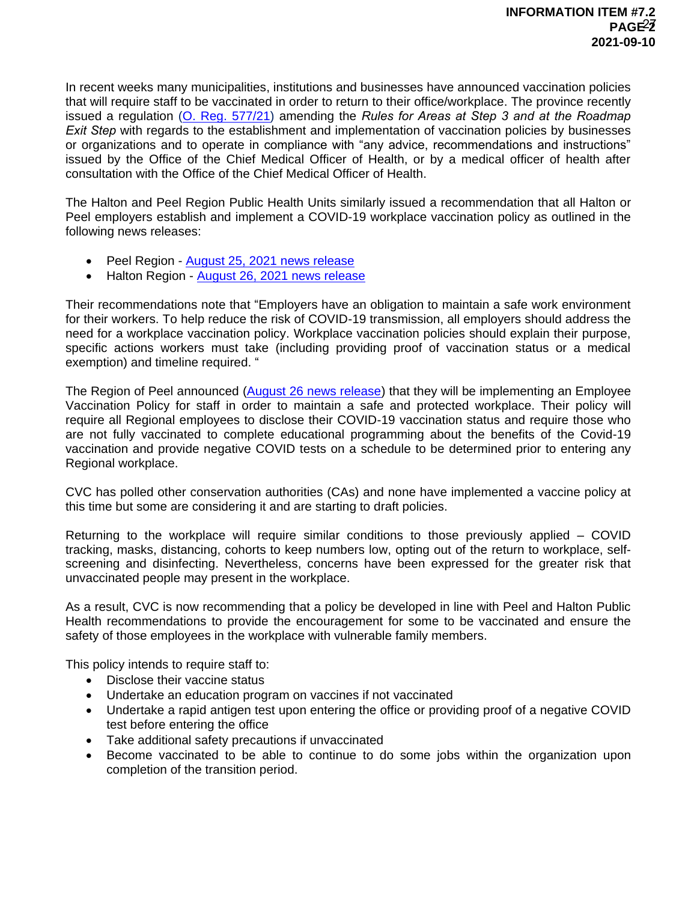In recent weeks many municipalities, institutions and businesses have announced vaccination policies that will require staff to be vaccinated in order to return to their office/workplace. The province recently issued a regulation (O. Reg. 577/21) amending the *Rules for Areas at Step 3 and at the Roadmap Exit Step* with regards to the establishment and implementation of vaccination policies by businesses or organizations and to operate in compliance with "any advice, recommendations and instructions" issued by the Office of the Chief Medical Officer of Health, or by a medical officer of health after consultation with the Office of the Chief Medical Officer of Health.

The Halton and Peel Region Public Health Units similarly issued a recommendation that all Halton or Peel employers establish and implement a COVID-19 workplace vaccination policy as outlined in the following news releases:

- Peel Region - August 25, 2021 news release
- Halton Region - August 26, 2021 news release

Their recommendations note that "Employers have an obligation to maintain a safe work environment for their workers. To help reduce the risk of COVID-19 transmission, all employers should address the need for a workplace vaccination policy. Workplace vaccination policies should explain their purpose, specific actions workers must take (including providing proof of vaccination status or a medical exemption) and timeline required. "

The Region of Peel announced (August 26 news release) that they will be implementing an Employee Vaccination Policy for staff in order to maintain a safe and protected workplace. Their policy will require all Regional employees to disclose their COVID-19 vaccination status and require those who are not fully vaccinated to complete educational programming about the benefits of the Covid-19 vaccination and provide negative COVID tests on a schedule to be determined prior to entering any Regional workplace.

CVC has polled other conservation authorities (CAs) and none have implemented a vaccine policy at this time but some are considering it and are starting to draft policies.

Returning to the workplace will require similar conditions to those previously applied – COVID tracking, masks, distancing, cohorts to keep numbers low, opting out of the return to workplace, self-screening and disinfecting. Nevertheless, concerns have been expressed for the greater risk that unvaccinated people may present in the workplace.

As a result, CVC is now recommending that a policy be developed in line with Peel and Halton Public Health recommendations to provide the encouragement for some to be vaccinated and ensure the safety of those employees in the workplace with vulnerable family members.

This policy intends to require staff to:

- Disclose their vaccine status
- Undertake an education program on vaccines if not vaccinated
- Undertake a rapid antigen test upon entering the office or providing proof of a negative COVID test before entering the office
- Take additional safety precautions if unvaccinated
- Become vaccinated to be able to continue to do some jobs within the organization upon completion of the transition period.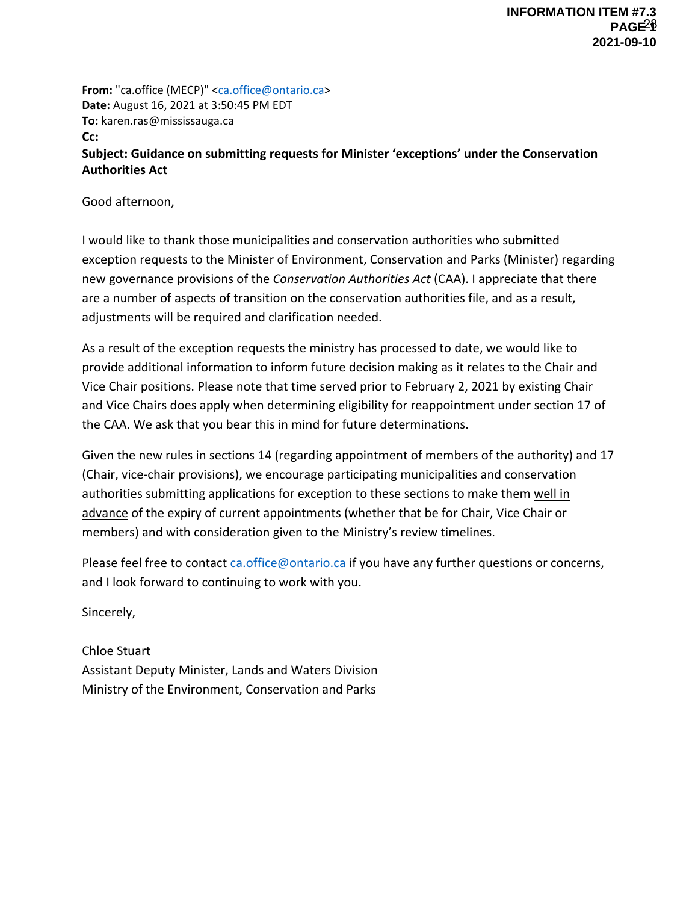**From:** "ca.office (MECP)" <ca.office@ontario.ca>
**Date:** August 16, 2021 at 3:50:45 PM EDT
**To:** karen.ras@mississauga.ca
**Cc:**
**Subject: Guidance on submitting requests for Minister 'exceptions' under the Conservation Authorities Act**

Good afternoon,

I would like to thank those municipalities and conservation authorities who submitted exception requests to the Minister of Environment, Conservation and Parks (Minister) regarding new governance provisions of the *Conservation Authorities Act* (CAA). I appreciate that there are a number of aspects of transition on the conservation authorities file, and as a result, adjustments will be required and clarification needed.

As a result of the exception requests the ministry has processed to date, we would like to provide additional information to inform future decision making as it relates to the Chair and Vice Chair positions. Please note that time served prior to February 2, 2021 by existing Chair and Vice Chairs does apply when determining eligibility for reappointment under section 17 of the CAA. We ask that you bear this in mind for future determinations.

Given the new rules in sections 14 (regarding appointment of members of the authority) and 17 (Chair, vice-chair provisions), we encourage participating municipalities and conservation authorities submitting applications for exception to these sections to make them well in advance of the expiry of current appointments (whether that be for Chair, Vice Chair or members) and with consideration given to the Ministry's review timelines.

Please feel free to contact ca.office@ontario.ca if you have any further questions or concerns, and I look forward to continuing to work with you.

Sincerely,

Chloe Stuart
Assistant Deputy Minister, Lands and Waters Division
Ministry of the Environment, Conservation and Parks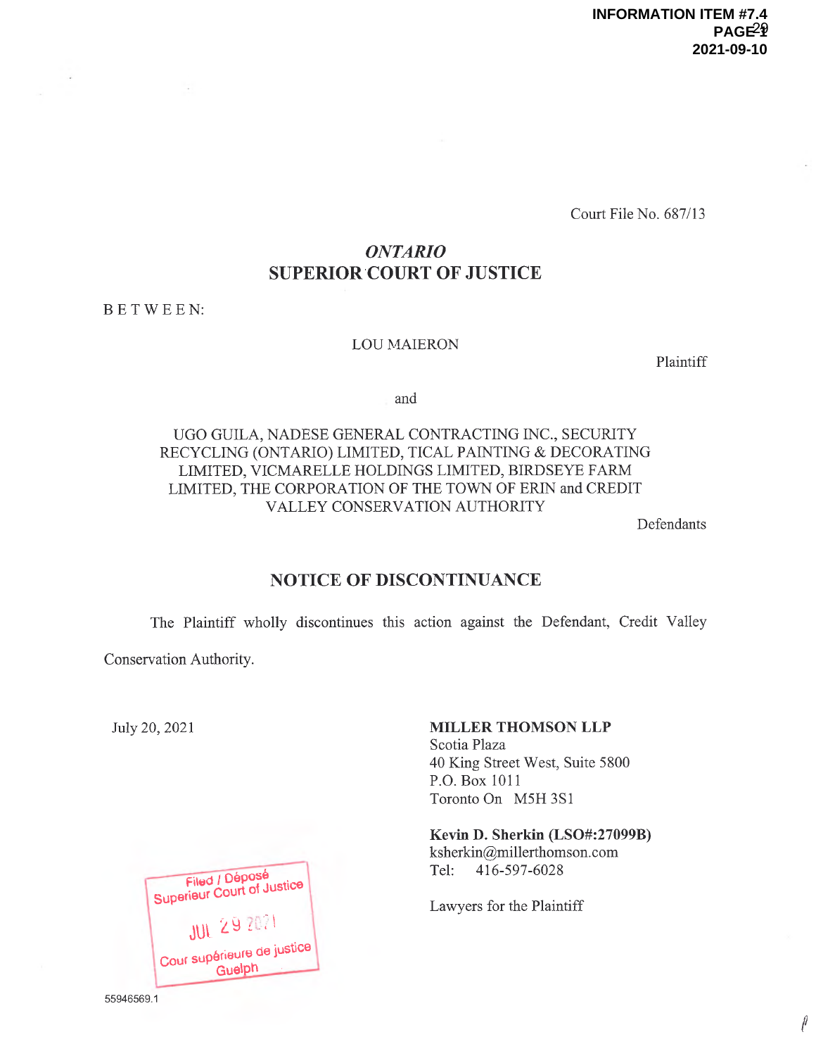Court File No. 687/13

*ONTARIO*
**SUPERIOR COURT OF JUSTICE**

B E T W E E N:

LOU MAIERON

Plaintiff

and

UGO GUILA, NADESE GENERAL CONTRACTING INC., SECURITY RECYCLING (ONTARIO) LIMITED, TICAL PAINTING & DECORATING LIMITED, VICMARELLE HOLDINGS LIMITED, BIRDSEYE FARM LIMITED, THE CORPORATION OF THE TOWN OF ERIN and CREDIT VALLEY CONSERVATION AUTHORITY

Defendants

## NOTICE OF DISCONTINUANCE

The Plaintiff wholly discontinues this action against the Defendant, Credit Valley Conservation Authority.

July 20, 2021

**MILLER THOMSON LLP**
Scotia Plaza
40 King Street West, Suite 5800
P.O. Box 1011
Toronto On M5H 3S1

**Kevin D. Sherkin (LSO#:27099B)**
ksherkin@millerthomson.com
Tel: 416-597-6028

Lawyers for the Plaintiff

Filed / Déposé
Superior Court of Justice
JUL 29 2021
Cour supérieure de justice
Guelph

55946569.1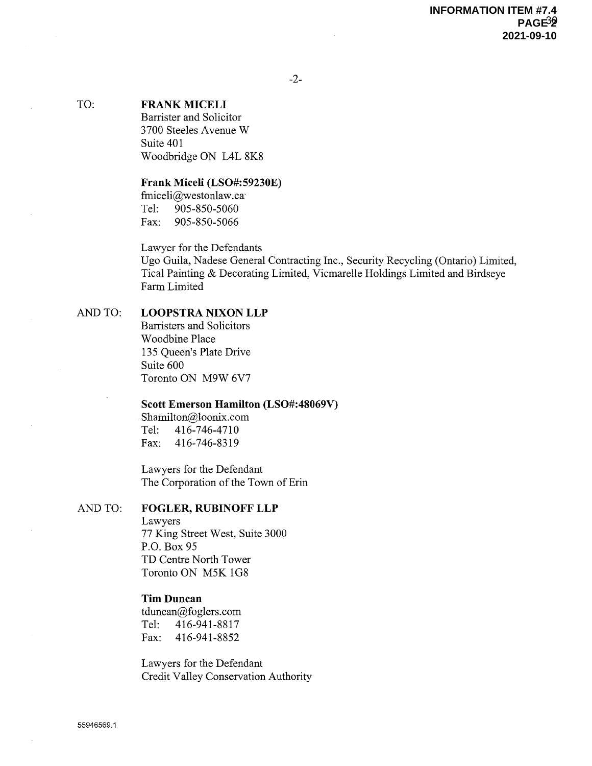TO: **FRANK MICELI**
Barrister and Solicitor
3700 Steeles Avenue W
Suite 401
Woodbridge ON L4L 8K8

**Frank Miceli (LSO#:59230E)**
fmiceli@westonlaw.ca
Tel: 905-850-5060
Fax: 905-850-5066

Lawyer for the Defendants
Ugo Guila, Nadese General Contracting Inc., Security Recycling (Ontario) Limited, Tical Painting & Decorating Limited, Vicmarelle Holdings Limited and Birdseye Farm Limited

AND TO: **LOOPSTRA NIXON LLP**
Barristers and Solicitors
Woodbine Place
135 Queen's Plate Drive
Suite 600
Toronto ON M9W 6V7

**Scott Emerson Hamilton (LSO#:48069V)**
Shamilton@loonix.com
Tel: 416-746-4710
Fax: 416-746-8319

Lawyers for the Defendant
The Corporation of the Town of Erin

AND TO: **FOGLER, RUBINOFF LLP**
Lawyers
77 King Street West, Suite 3000
P.O. Box 95
TD Centre North Tower
Toronto ON M5K 1G8

**Tim Duncan**
tduncan@foglers.com
Tel: 416-941-8817
Fax: 416-941-8852

Lawyers for the Defendant
Credit Valley Conservation Authority

55946569.1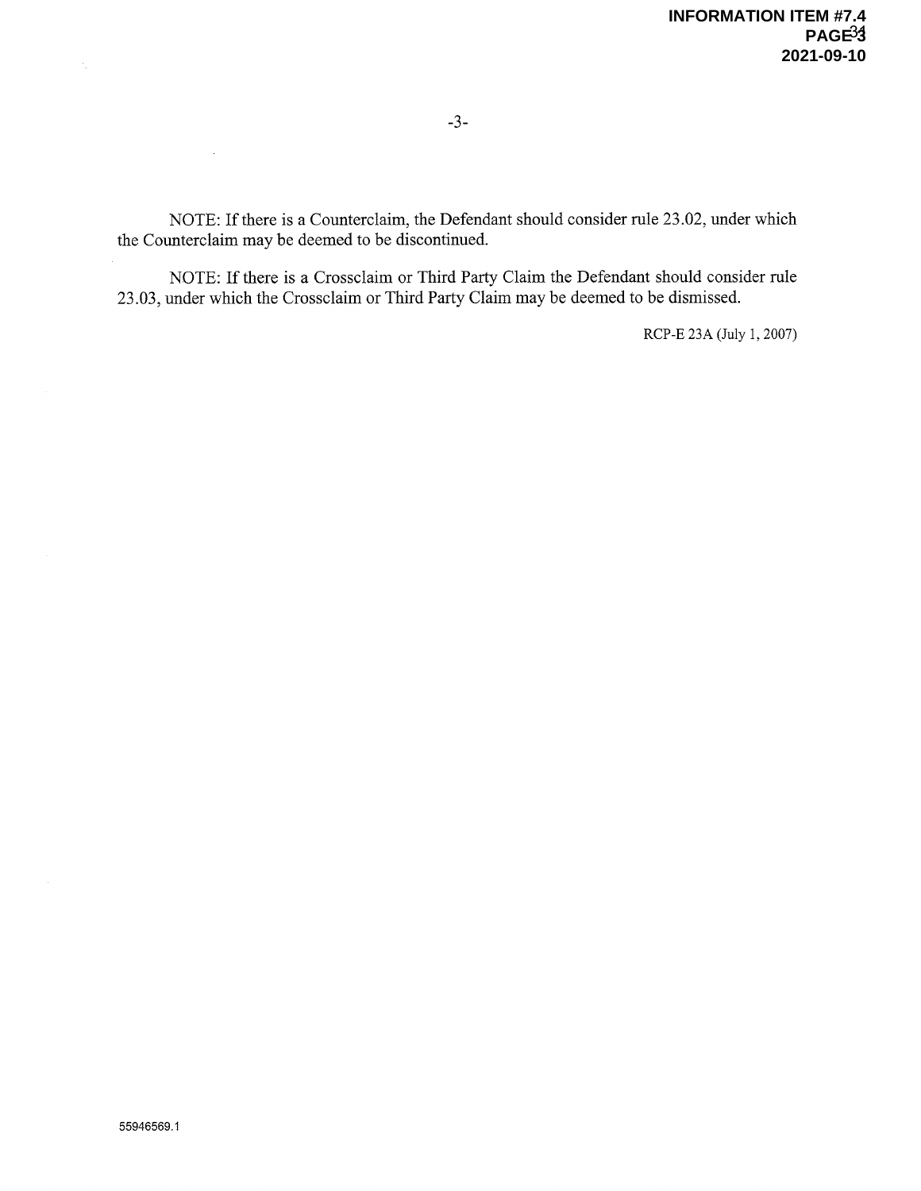NOTE: If there is a Counterclaim, the Defendant should consider rule 23.02, under which the Counterclaim may be deemed to be discontinued.

NOTE: If there is a Crossclaim or Third Party Claim the Defendant should consider rule 23.03, under which the Crossclaim or Third Party Claim may be deemed to be dismissed.

RCP-E 23A (July 1, 2007)

55946569.1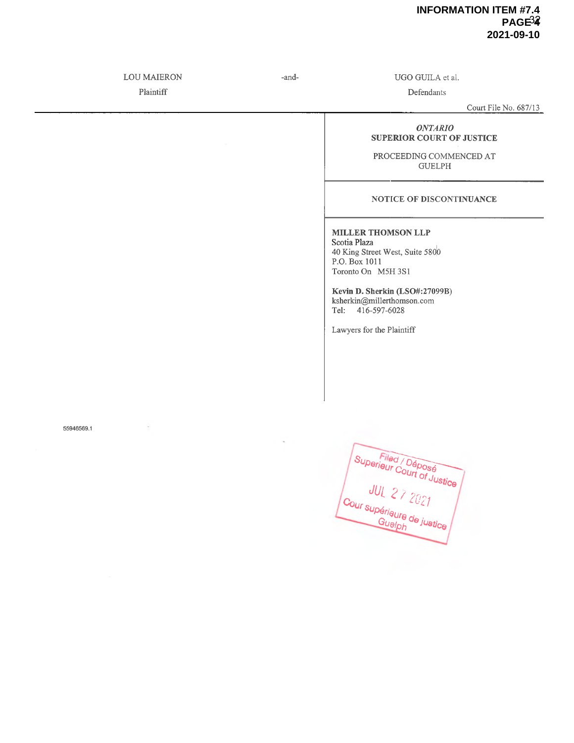LOU MAIERON -and- UGO GUILA et al.

Plaintiff Defendants

Court File No. 687/13

*ONTARIO*
**SUPERIOR COURT OF JUSTICE**

PROCEEDING COMMENCED AT
GUELPH

**NOTICE OF DISCONTINUANCE**

**MILLER THOMSON LLP**
Scotia Plaza
40 King Street West, Suite 5800
P.O. Box 1011
Toronto On M5H 3S1

**Kevin D. Sherkin (LSO#:27099B)**
ksherkin@millerthomson.com
Tel: 416-597-6028

Lawyers for the Plaintiff

55946569.1

Filed / Déposé
Superieur Court of Justice
JUL 27 2021
Cour supérieure de justice
Guelph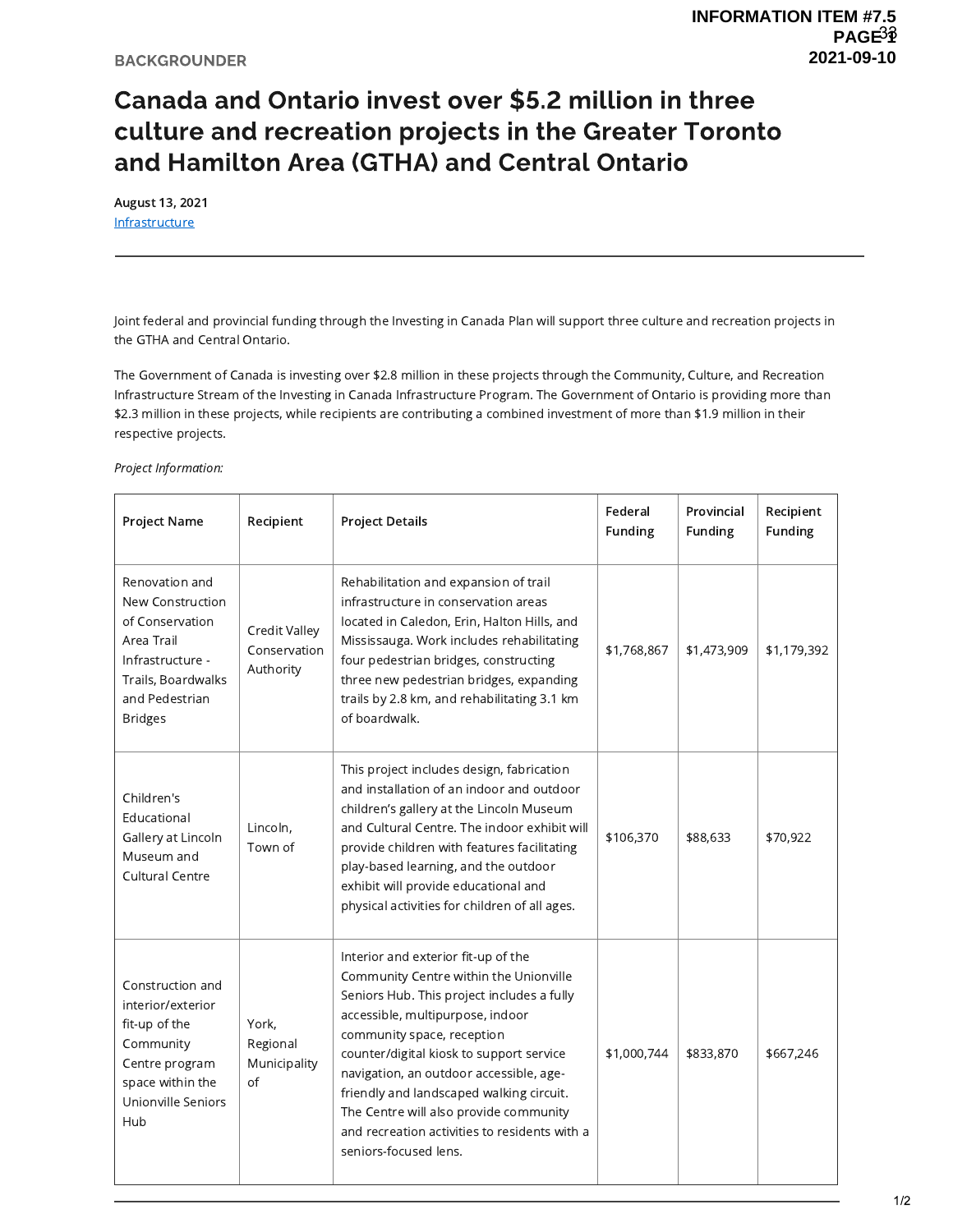BACKGROUNDER

# Canada and Ontario invest over $5.2 million in three culture and recreation projects in the Greater Toronto and Hamilton Area (GTHA) and Central Ontario

**August 13, 2021**
Infrastructure

---

Joint federal and provincial funding through the Investing in Canada Plan will support three culture and recreation projects in the GTHA and Central Ontario.

The Government of Canada is investing over $2.8 million in these projects through the Community, Culture, and Recreation Infrastructure Stream of the Investing in Canada Infrastructure Program. The Government of Ontario is providing more than $2.3 million in these projects, while recipients are contributing a combined investment of more than $1.9 million in their respective projects.

*Project Information:*

| Project Name | Recipient | Project Details | Federal Funding | Provincial Funding | Recipient Funding |
|---|---|---|---|---|---|
| Renovation and New Construction of Conservation Area Trail Infrastructure - Trails, Boardwalks and Pedestrian Bridges | Credit Valley Conservation Authority | Rehabilitation and expansion of trail infrastructure in conservation areas located in Caledon, Erin, Halton Hills, and Mississauga. Work includes rehabilitating four pedestrian bridges, constructing three new pedestrian bridges, expanding trails by 2.8 km, and rehabilitating 3.1 km of boardwalk. | $1,768,867 | $1,473,909 | $1,179,392 |
| Children's Educational Gallery at Lincoln Museum and Cultural Centre | Lincoln, Town of | This project includes design, fabrication and installation of an indoor and outdoor children's gallery at the Lincoln Museum and Cultural Centre. The indoor exhibit will provide children with features facilitating play-based learning, and the outdoor exhibit will provide educational and physical activities for children of all ages. | $106,370 | $88,633 | $70,922 |
| Construction and interior/exterior fit-up of the Community Centre program space within the Unionville Seniors Hub | York, Regional Municipality of | Interior and exterior fit-up of the Community Centre within the Unionville Seniors Hub. This project includes a fully accessible, multipurpose, indoor community space, reception counter/digital kiosk to support service navigation, an outdoor accessible, age-friendly and landscaped walking circuit. The Centre will also provide community and recreation activities to residents with a seniors-focused lens. | $1,000,744 | $833,870 | $667,246 |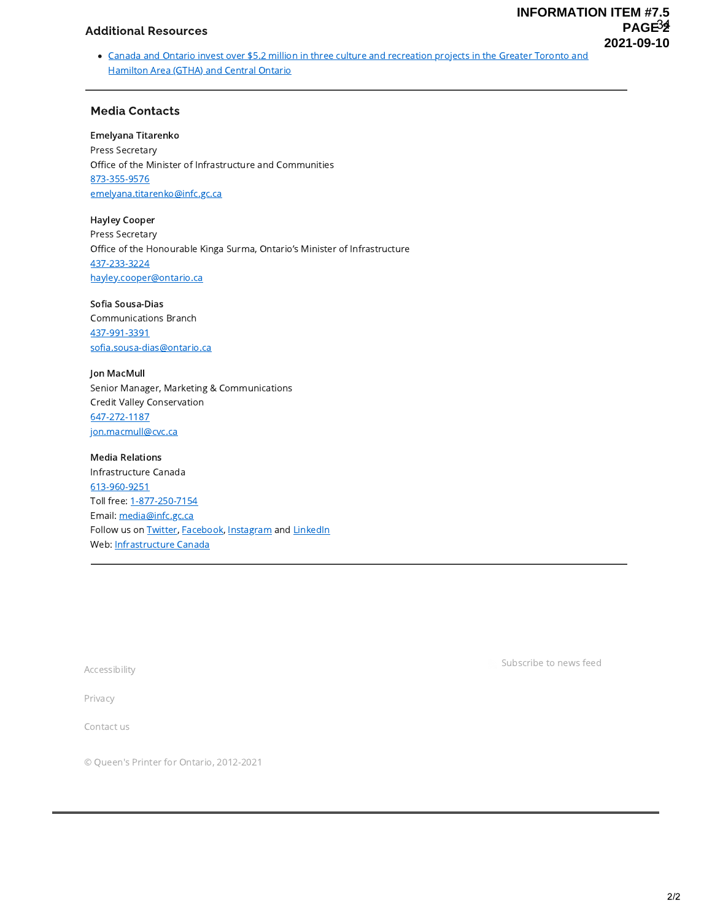## Additional Resources

- Canada and Ontario invest over $5.2 million in three culture and recreation projects in the Greater Toronto and Hamilton Area (GTHA) and Central Ontario

---

## Media Contacts

**Emelyana Titarenko**
Press Secretary
Office of the Minister of Infrastructure and Communities
873-355-9576
emelyana.titarenko@infc.gc.ca

**Hayley Cooper**
Press Secretary
Office of the Honourable Kinga Surma, Ontario's Minister of Infrastructure
437-233-3224
hayley.cooper@ontario.ca

**Sofia Sousa-Dias**
Communications Branch
437-991-3391
sofia.sousa-dias@ontario.ca

**Jon MacMull**
Senior Manager, Marketing & Communications
Credit Valley Conservation
647-272-1187
jon.macmull@cvc.ca

**Media Relations**
Infrastructure Canada
613-960-9251
Toll free: 1-877-250-7154
Email: media@infc.gc.ca
Follow us on Twitter, Facebook, Instagram and LinkedIn
Web: Infrastructure Canada

---

Accessibility

Privacy

Contact us

Subscribe to news feed

© Queen's Printer for Ontario, 2012-2021